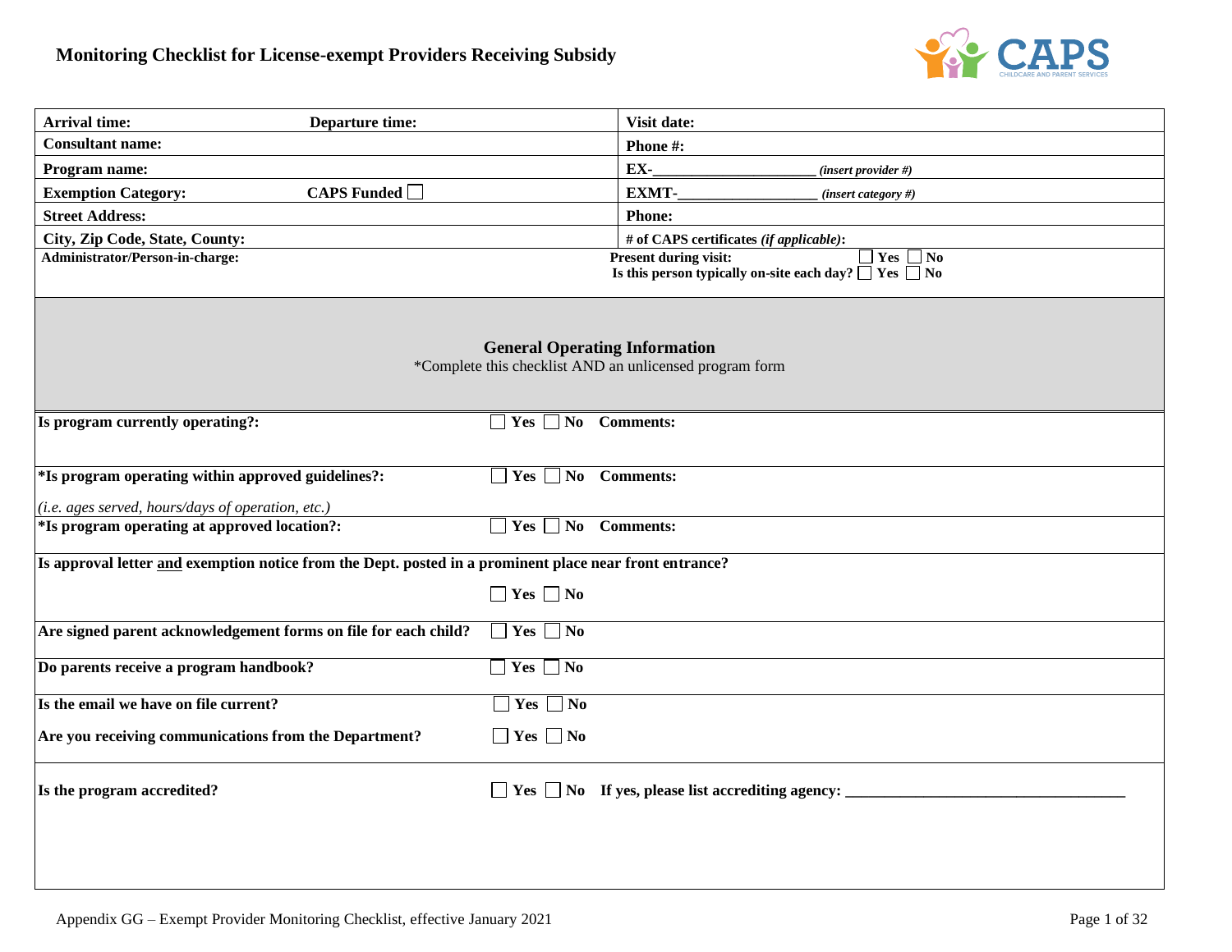# Monitoring Checklist for License-exempt Providers Receiving Subsidy

| | | |
|---|---|---|
| **Arrival time:** | **Departure time:** | **Visit date:** |
| **Consultant name:** | | **Phone #:** |
| **Program name:** | | **EX-**____________________ *(insert provider #)* |
| **Exemption Category:** | **CAPS Funded** ☐ | **EXMT-**_________________ *(insert category #)* |
| **Street Address:** | | **Phone:** |
| **City, Zip Code, State, County:** | | **# of CAPS certificates** *(if applicable)*: |
| **Administrator/Person-in-charge:** | | **Present during visit:** ☐ **Yes** ☐ **No**<br>**Is this person typically on-site each day?** ☐ **Yes** ☐ **No** |

## General Operating Information

*Complete this checklist AND an unlicensed program form

| | | |
|---|---|---|
| **Is program currently operating?:** | ☐ **Yes** ☐ **No** | **Comments:** |
| **\*Is program operating within approved guidelines?:**<br>*(i.e. ages served, hours/days of operation, etc.)* | ☐ **Yes** ☐ **No** | **Comments:** |
| **\*Is program operating at approved location?:** | ☐ **Yes** ☐ **No** | **Comments:** |
| **Is approval letter and exemption notice from the Dept. posted in a prominent place near front entrance?** | ☐ **Yes** ☐ **No** | |
| **Are signed parent acknowledgement forms on file for each child?** | ☐ **Yes** ☐ **No** | |
| **Do parents receive a program handbook?** | ☐ **Yes** ☐ **No** | |
| **Is the email we have on file current?** | ☐ **Yes** ☐ **No** | |
| **Are you receiving communications from the Department?** | ☐ **Yes** ☐ **No** | |
| **Is the program accredited?** | ☐ **Yes** ☐ **No** | **If yes, please list accrediting agency:** ___________________________________ |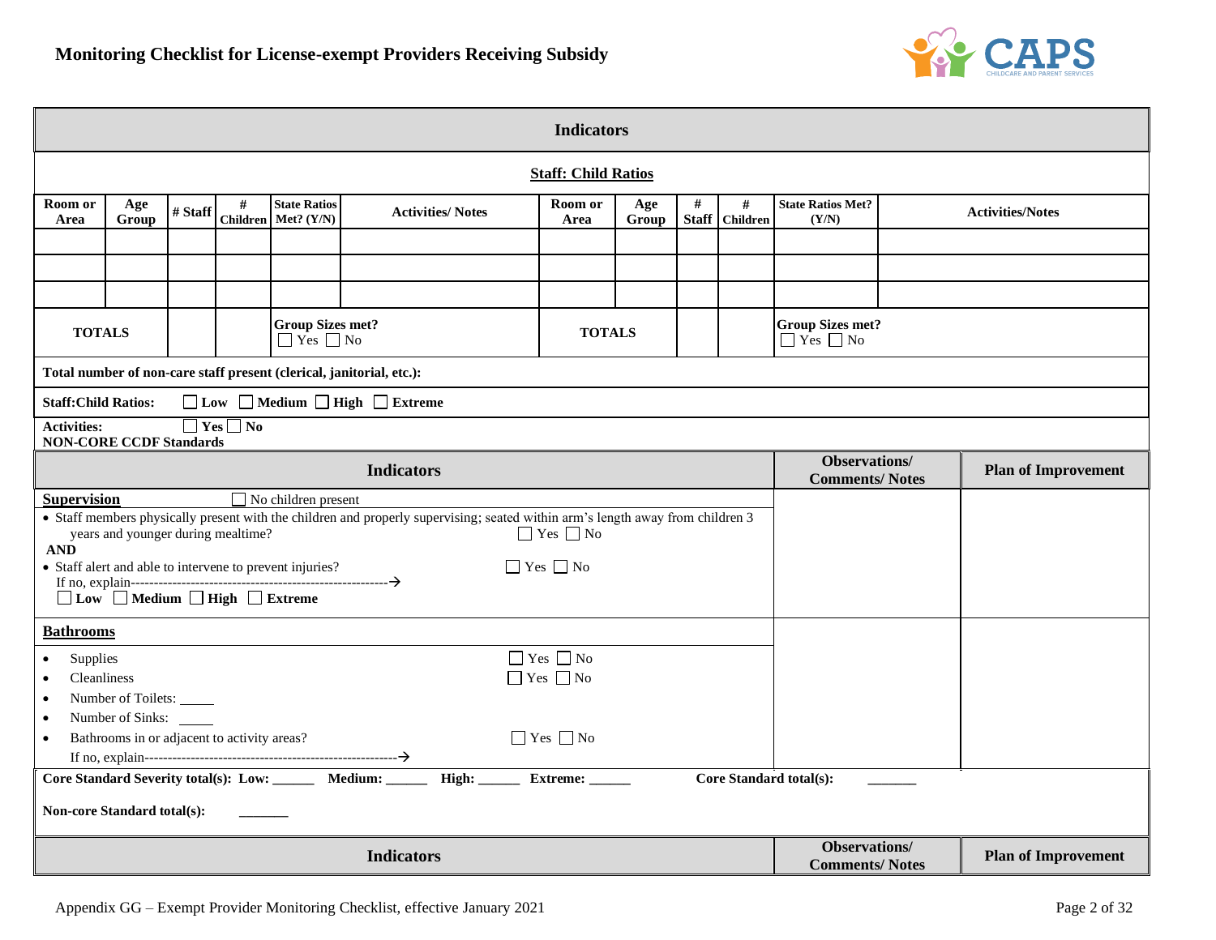# Monitoring Checklist for License-exempt Providers Receiving Subsidy

## Indicators

### Staff: Child Ratios

| Room or Area | Age Group | # Staff | # Children | State Ratios Met? (Y/N) | Activities/ Notes | Room or Area | Age Group | # Staff | # Children | State Ratios Met? (Y/N) | Activities/Notes |
|---|---|---|---|---|---|---|---|---|---|---|---|
| | | | | | | | | | | | |
| | | | | | | | | | | | |
| | | | | | | | | | | | |
| **TOTALS** | | | | **Group Sizes met?** ☐ Yes ☐ No | | **TOTALS** | | | | **Group Sizes met?** ☐ Yes ☐ No | |

**Total number of non-care staff present (clerical, janitorial, etc.):**

**Staff:Child Ratios:** ☐ Low ☐ Medium ☐ High ☐ Extreme

**Activities:** ☐ Yes ☐ No

**NON-CORE CCDF Standards**

| Indicators | Observations/ Comments/ Notes | Plan of Improvement |
|---|---|---|
| **Supervision** ☐ No children present<br>• Staff members physically present with the children and properly supervising; seated within arm's length away from children 3 years and younger during mealtime? ☐ Yes ☐ No<br>**AND**<br>• Staff alert and able to intervene to prevent injuries? ☐ Yes ☐ No<br>If no, explain--------------------------------------------------------→<br>☐ **Low** ☐ **Medium** ☐ **High** ☐ **Extreme** | | |
| **Bathrooms**<br>• Supplies ☐ Yes ☐ No<br>• Cleanliness ☐ Yes ☐ No<br>• Number of Toilets: _____<br>• Number of Sinks: _____<br>• Bathrooms in or adjacent to activity areas? ☐ Yes ☐ No<br>If no, explain--------------------------------------------------------→ | | |

**Core Standard Severity total(s): Low:** ______ **Medium:** ______ **High:** ______ **Extreme:** ______ **Core Standard total(s):** _______

**Non-core Standard total(s):** _______

| Indicators | Observations/ Comments/ Notes | Plan of Improvement |
|---|---|---|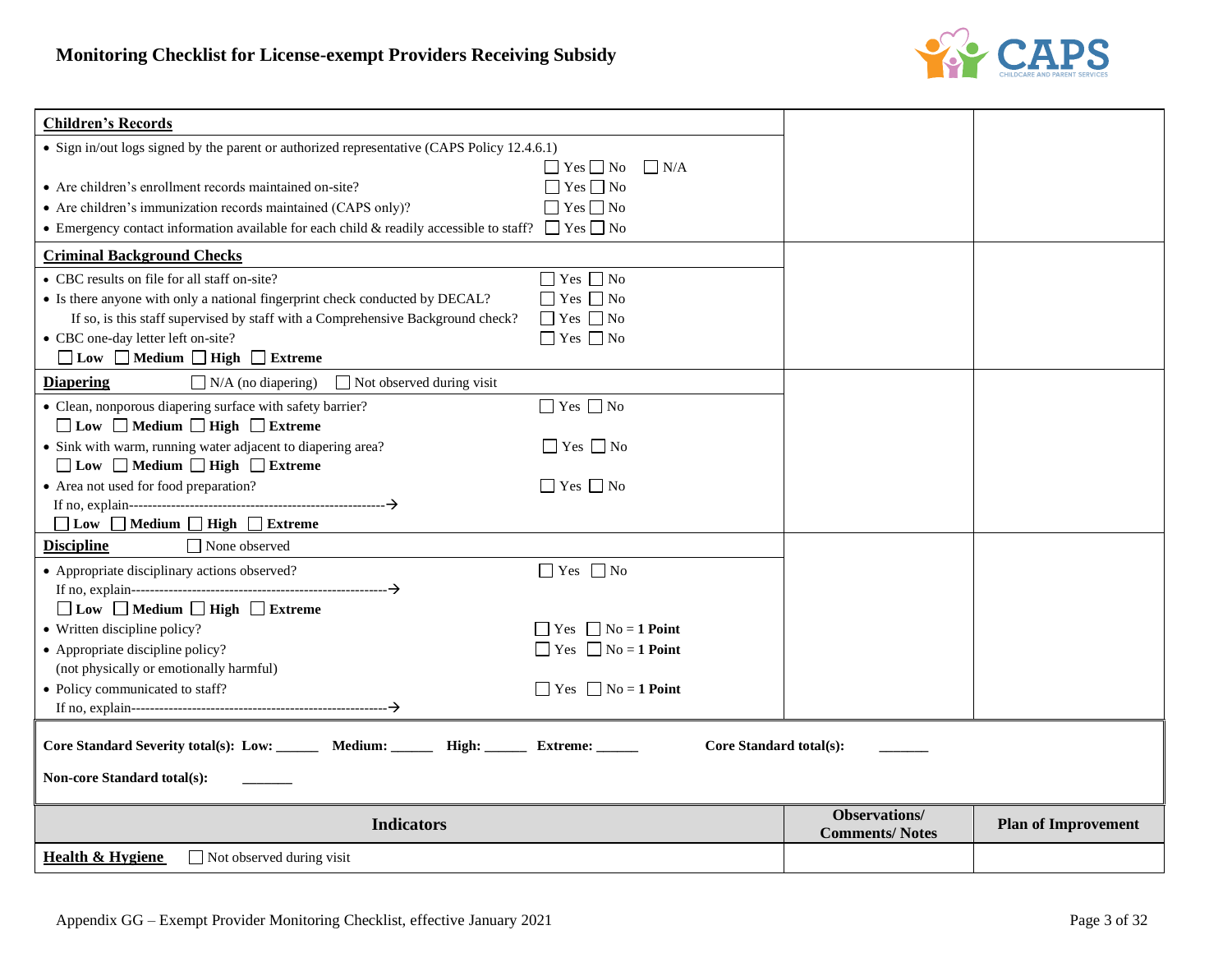# Monitoring Checklist for License-exempt Providers Receiving Subsidy

| Indicators | Observations/ Comments/ Notes | Plan of Improvement |
|---|---|---|
| **Children's Records**<br>• Sign in/out logs signed by the parent or authorized representative (CAPS Policy 12.4.6.1) ☐ Yes ☐ No ☐ N/A<br>• Are children's enrollment records maintained on-site? ☐ Yes ☐ No<br>• Are children's immunization records maintained (CAPS only)? ☐ Yes ☐ No<br>• Emergency contact information available for each child & readily accessible to staff? ☐ Yes ☐ No | | |
| **Criminal Background Checks**<br>• CBC results on file for all staff on-site? ☐ Yes ☐ No<br>• Is there anyone with only a national fingerprint check conducted by DECAL? ☐ Yes ☐ No<br>If so, is this staff supervised by staff with a Comprehensive Background check? ☐ Yes ☐ No<br>• CBC one-day letter left on-site? ☐ Yes ☐ No<br>☐ **Low** ☐ **Medium** ☐ **High** ☐ **Extreme** | | |
| **Diapering** ☐ N/A (no diapering) ☐ Not observed during visit<br>• Clean, nonporous diapering surface with safety barrier? ☐ Yes ☐ No<br>☐ **Low** ☐ **Medium** ☐ **High** ☐ **Extreme**<br>• Sink with warm, running water adjacent to diapering area? ☐ Yes ☐ No<br>☐ **Low** ☐ **Medium** ☐ **High** ☐ **Extreme**<br>• Area not used for food preparation? ☐ Yes ☐ No<br>If no, explain---------------------------------------------------------→<br>☐ **Low** ☐ **Medium** ☐ **High** ☐ **Extreme** | | |
| **Discipline** ☐ None observed<br>• Appropriate disciplinary actions observed? ☐ Yes ☐ No<br>If no, explain---------------------------------------------------------→<br>☐ **Low** ☐ **Medium** ☐ **High** ☐ **Extreme**<br>• Written discipline policy? ☐ Yes ☐ No = **1 Point**<br>• Appropriate discipline policy? ☐ Yes ☐ No = **1 Point**<br>(not physically or emotionally harmful)<br>• Policy communicated to staff? ☐ Yes ☐ No = **1 Point**<br>If no, explain---------------------------------------------------------→ | | |

**Core Standard Severity total(s): Low: ______ Medium: ______ High: ______ Extreme: ______ Core Standard total(s): _______**

**Non-core Standard total(s): _______**

| Indicators | Observations/ Comments/ Notes | Plan of Improvement |
|---|---|---|
| **Health & Hygiene** ☐ Not observed during visit | | |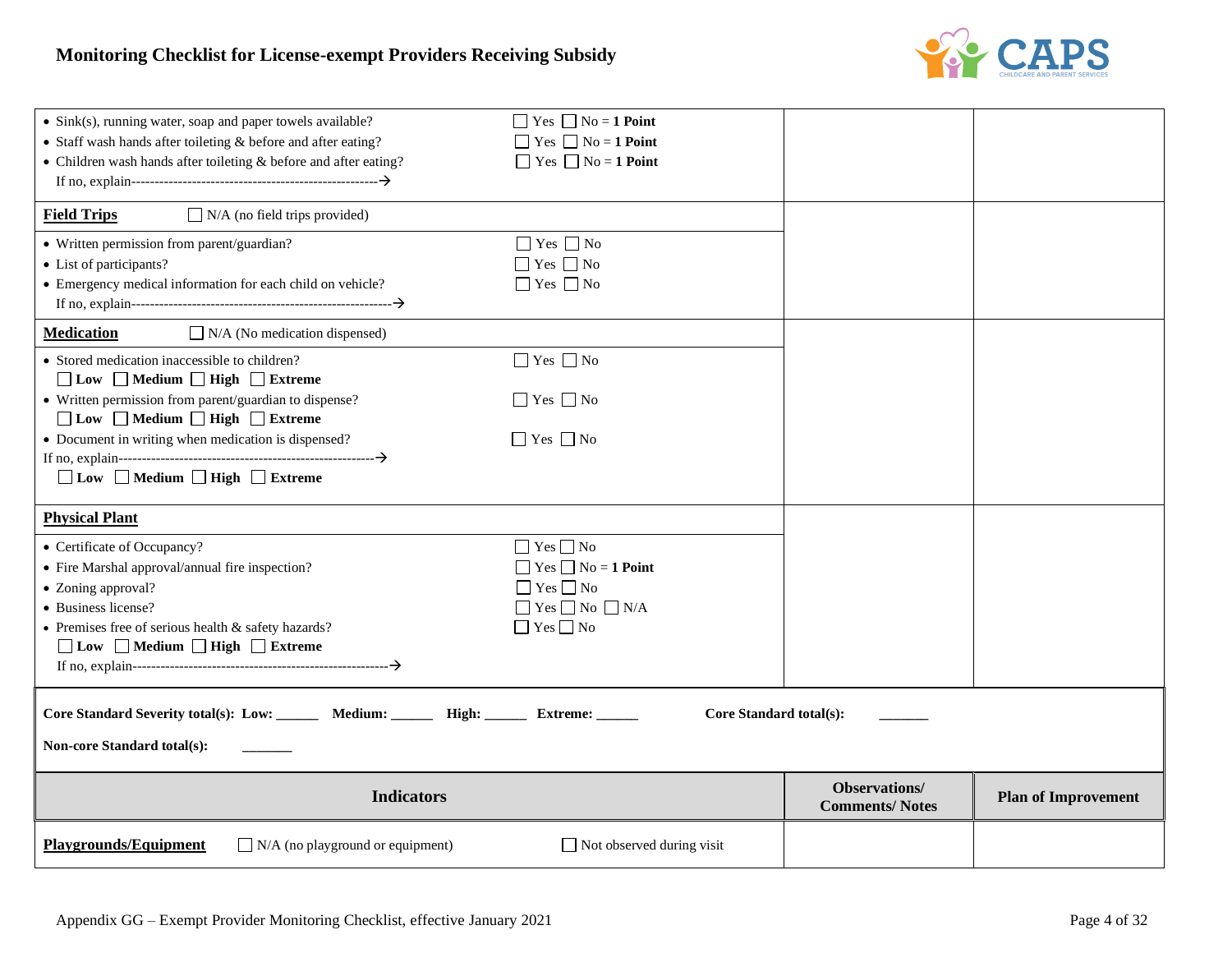| | | |
|---|---|---|
| • Sink(s), running water, soap and paper towels available? ☐ Yes ☐ No = **1 Point**<br>• Staff wash hands after toileting & before and after eating? ☐ Yes ☐ No = **1 Point**<br>• Children wash hands after toileting & before and after eating? ☐ Yes ☐ No = **1 Point**<br>If no, explain-----------------------------------------------------→ | | |
| **Field Trips** ☐ N/A (no field trips provided)<br>• Written permission from parent/guardian? ☐ Yes ☐ No<br>• List of participants? ☐ Yes ☐ No<br>• Emergency medical information for each child on vehicle? ☐ Yes ☐ No<br>If no, explain--------------------------------------------------------→ | | |
| **Medication** ☐ N/A (No medication dispensed)<br>• Stored medication inaccessible to children? ☐ Yes ☐ No<br>☐ **Low** ☐ **Medium** ☐ **High** ☐ **Extreme**<br>• Written permission from parent/guardian to dispense? ☐ Yes ☐ No<br>☐ **Low** ☐ **Medium** ☐ **High** ☐ **Extreme**<br>• Document in writing when medication is dispensed? ☐ Yes ☐ No<br>If no, explain--------------------------------------------------------→<br>☐ **Low** ☐ **Medium** ☐ **High** ☐ **Extreme** | | |
| **Physical Plant**<br>• Certificate of Occupancy? ☐ Yes ☐ No<br>• Fire Marshal approval/annual fire inspection? ☐ Yes ☐ No = **1 Point**<br>• Zoning approval? ☐ Yes ☐ No<br>• Business license? ☐ Yes ☐ No ☐ N/A<br>• Premises free of serious health & safety hazards? ☐ Yes ☐ No<br>☐ **Low** ☐ **Medium** ☐ **High** ☐ **Extreme**<br>If no, explain--------------------------------------------------------→ | | |

**Core Standard Severity total(s): Low: ______ Medium: ______ High: ______ Extreme: ______** **Core Standard total(s): _______**

**Non-core Standard total(s): _______**

| Indicators | Observations/ Comments/ Notes | Plan of Improvement |
|---|---|---|
| **Playgrounds/Equipment** ☐ N/A (no playground or equipment) ☐ Not observed during visit | | |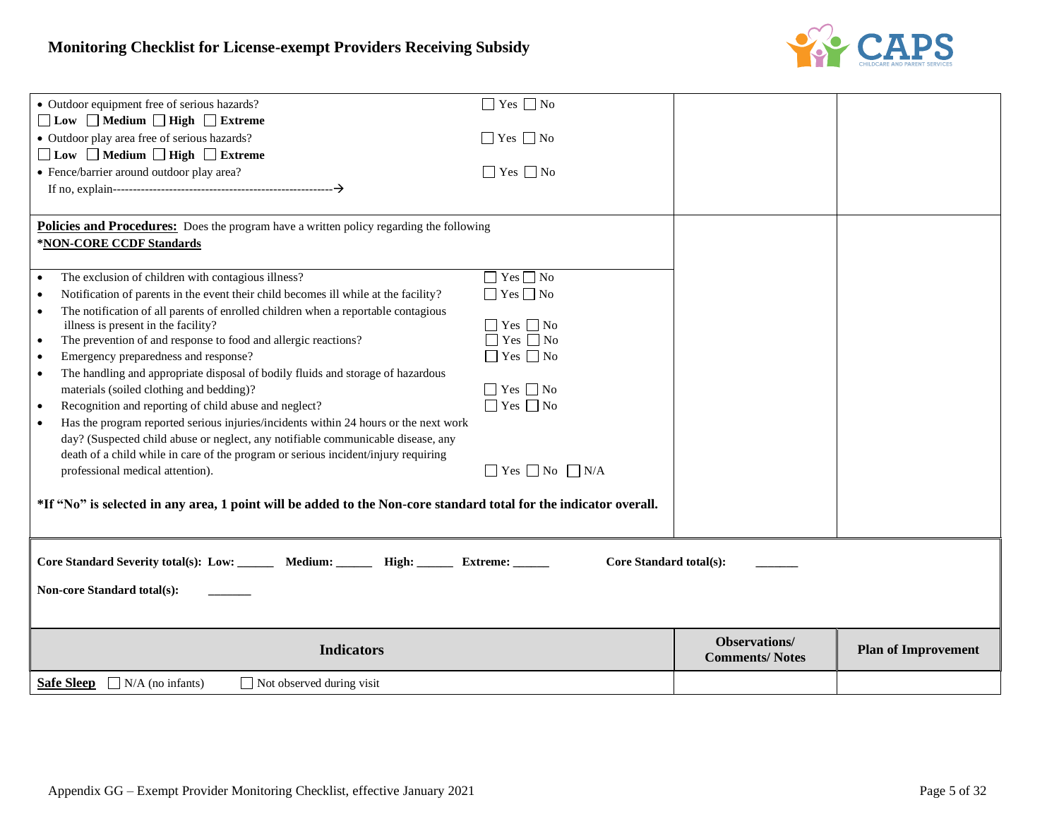| | | |
|---|---|---|
| • Outdoor equipment free of serious hazards? ☐ Yes ☐ No<br>☐ **Low** ☐ **Medium** ☐ **High** ☐ **Extreme**<br>• Outdoor play area free of serious hazards? ☐ Yes ☐ No<br>☐ **Low** ☐ **Medium** ☐ **High** ☐ **Extreme**<br>• Fence/barrier around outdoor play area? ☐ Yes ☐ No<br>If no, explain-------------------------------------------------------→ | | |
| **Policies and Procedures:** Does the program have a written policy regarding the following<br>***NON-CORE CCDF Standards**<br><br>• The exclusion of children with contagious illness? ☐ Yes ☐ No<br>• Notification of parents in the event their child becomes ill while at the facility? ☐ Yes ☐ No<br>• The notification of all parents of enrolled children when a reportable contagious illness is present in the facility? ☐ Yes ☐ No<br>• The prevention of and response to food and allergic reactions? ☐ Yes ☐ No<br>• Emergency preparedness and response? ☐ Yes ☐ No<br>• The handling and appropriate disposal of bodily fluids and storage of hazardous materials (soiled clothing and bedding)? ☐ Yes ☐ No<br>• Recognition and reporting of child abuse and neglect? ☐ Yes ☐ No<br>• Has the program reported serious injuries/incidents within 24 hours or the next work day? (Suspected child abuse or neglect, any notifiable communicable disease, any death of a child while in care of the program or serious incident/injury requiring professional medical attention). ☐ Yes ☐ No ☐ N/A<br><br>***If "No" is selected in any area, 1 point will be added to the Non-core standard total for the indicator overall.** | | |
| **Core Standard Severity total(s): Low: ______ Medium: ______ High: ______ Extreme: ______ Core Standard total(s): _______**<br><br>**Non-core Standard total(s): _______** | | |
| **Indicators** | **Observations/ Comments/ Notes** | **Plan of Improvement** |
| **Safe Sleep** ☐ N/A (no infants) ☐ Not observed during visit | | |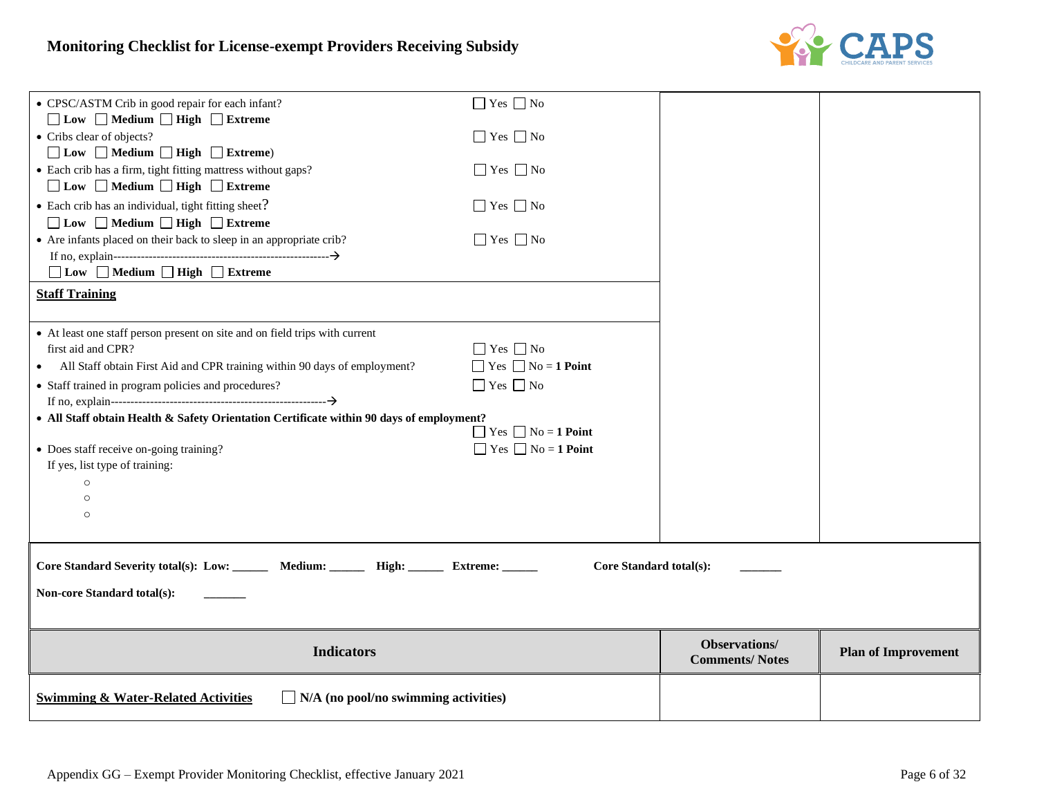| | | | |
|---|---|---|---|
| • CPSC/ASTM Crib in good repair for each infant?<br>☐ **Low** ☐ **Medium** ☐ **High** ☐ **Extreme** | ☐ Yes ☐ No | | |
| • Cribs clear of objects?<br>☐ **Low** ☐ **Medium** ☐ **High** ☐ **Extreme**) | ☐ Yes ☐ No | | |
| • Each crib has a firm, tight fitting mattress without gaps?<br>☐ **Low** ☐ **Medium** ☐ **High** ☐ **Extreme** | ☐ Yes ☐ No | | |
| • Each crib has an individual, tight fitting sheet?<br>☐ **Low** ☐ **Medium** ☐ **High** ☐ **Extreme** | ☐ Yes ☐ No | | |
| • Are infants placed on their back to sleep in an appropriate crib?<br>If no, explain--------------------------------------------------------→<br>☐ **Low** ☐ **Medium** ☐ **High** ☐ **Extreme** | ☐ Yes ☐ No | | |
| **Staff Training** | | | |
| • At least one staff person present on site and on field trips with current first aid and CPR? | ☐ Yes ☐ No | | |
| • All Staff obtain First Aid and CPR training within 90 days of employment? | ☐ Yes ☐ No = **1 Point** | | |
| • Staff trained in program policies and procedures?<br>If no, explain--------------------------------------------------------→ | ☐ Yes ☐ No | | |
| • **All Staff obtain Health & Safety Orientation Certificate within 90 days of employment?** | ☐ Yes ☐ No = **1 Point** | | |
| • Does staff receive on-going training?<br>If yes, list type of training:<br>○<br>○<br>○ | ☐ Yes ☐ No = **1 Point** | | |

**Core Standard Severity total(s): Low: ______ Medium: ______ High: ______ Extreme: ______** **Core Standard total(s): _______**

**Non-core Standard total(s): _______**

| Indicators | Observations/ Comments/ Notes | Plan of Improvement |
|---|---|---|
| **Swimming & Water-Related Activities** ☐ **N/A (no pool/no swimming activities)** | | |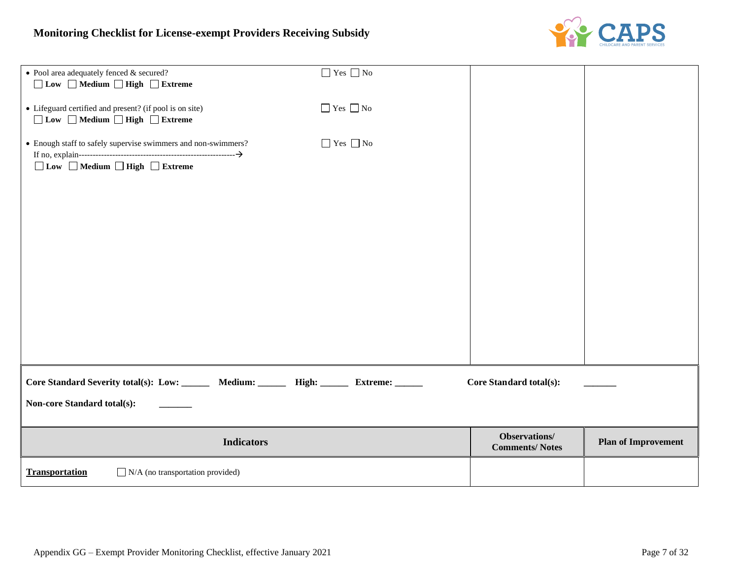| | | | |
|---|---|---|---|
| • Pool area adequately fenced & secured?<br>☐ **Low** ☐ **Medium** ☐ **High** ☐ **Extreme**<br><br>• Lifeguard certified and present? (if pool is on site)<br>☐ **Low** ☐ **Medium** ☐ **High** ☐ **Extreme**<br><br>• Enough staff to safely supervise swimmers and non-swimmers?<br>If no, explain---------------------------------------------------------→<br>☐ **Low** ☐ **Medium** ☐ **High** ☐ **Extreme** | ☐ Yes ☐ No<br><br><br>☐ Yes ☐ No<br><br><br>☐ Yes ☐ No | | |

**Core Standard Severity total(s): Low: ______ Medium: ______ High: ______ Extreme: ______**  **Core Standard total(s): _______**

**Non-core Standard total(s): _______**

| Indicators | Observations/ Comments/ Notes | Plan of Improvement |
|---|---|---|
| **Transportation** ☐ N/A (no transportation provided) | | |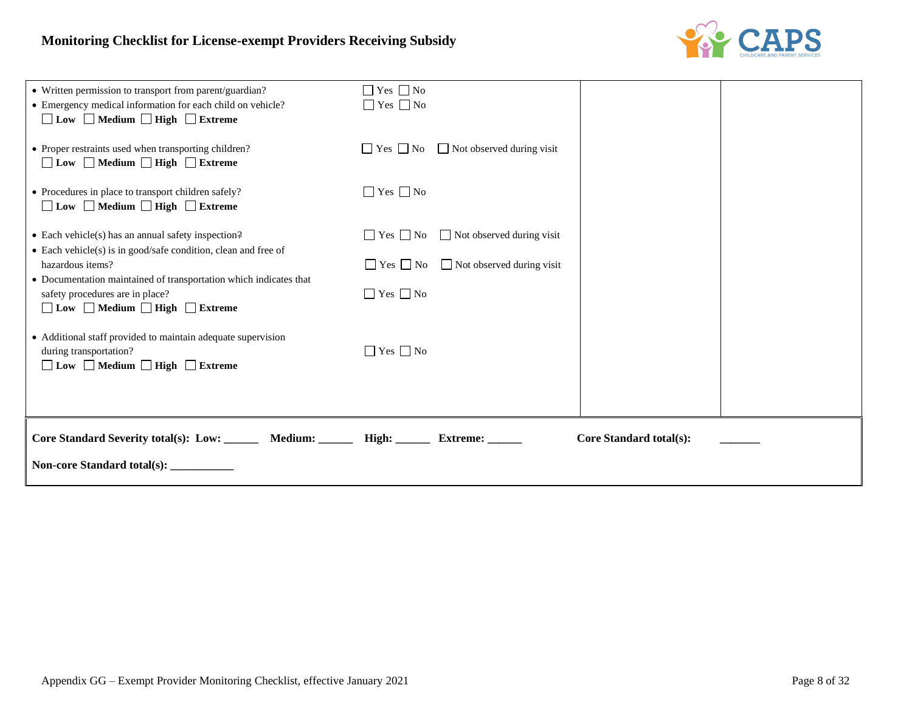**Monitoring Checklist for License-exempt Providers Receiving Subsidy**

| | | | |
|---|---|---|---|
| • Written permission to transport from parent/guardian?<br>• Emergency medical information for each child on vehicle?<br>☐ **Low** ☐ **Medium** ☐ **High** ☐ **Extreme**<br><br>• Proper restraints used when transporting children?<br>☐ **Low** ☐ **Medium** ☐ **High** ☐ **Extreme**<br><br>• Procedures in place to transport children safely?<br>☐ **Low** ☐ **Medium** ☐ **High** ☐ **Extreme**<br><br>• Each vehicle(s) has an annual safety inspection?<br>• Each vehicle(s) is in good/safe condition, clean and free of hazardous items?<br>• Documentation maintained of transportation which indicates that safety procedures are in place?<br>☐ **Low** ☐ **Medium** ☐ **High** ☐ **Extreme**<br><br>• Additional staff provided to maintain adequate supervision during transportation?<br>☐ **Low** ☐ **Medium** ☐ **High** ☐ **Extreme** | ☐ Yes ☐ No<br>☐ Yes ☐ No<br><br><br>☐ Yes ☐ No ☐ Not observed during visit<br><br><br>☐ Yes ☐ No<br><br><br>☐ Yes ☐ No ☐ Not observed during visit<br>☐ Yes ☐ No ☐ Not observed during visit<br>☐ Yes ☐ No<br><br><br>☐ Yes ☐ No | | |

**Core Standard Severity total(s): Low: ______ Medium: ______ High: ______ Extreme: ______** **Core Standard total(s):** _______

**Non-core Standard total(s): ___________**

Appendix GG – Exempt Provider Monitoring Checklist, effective January 2021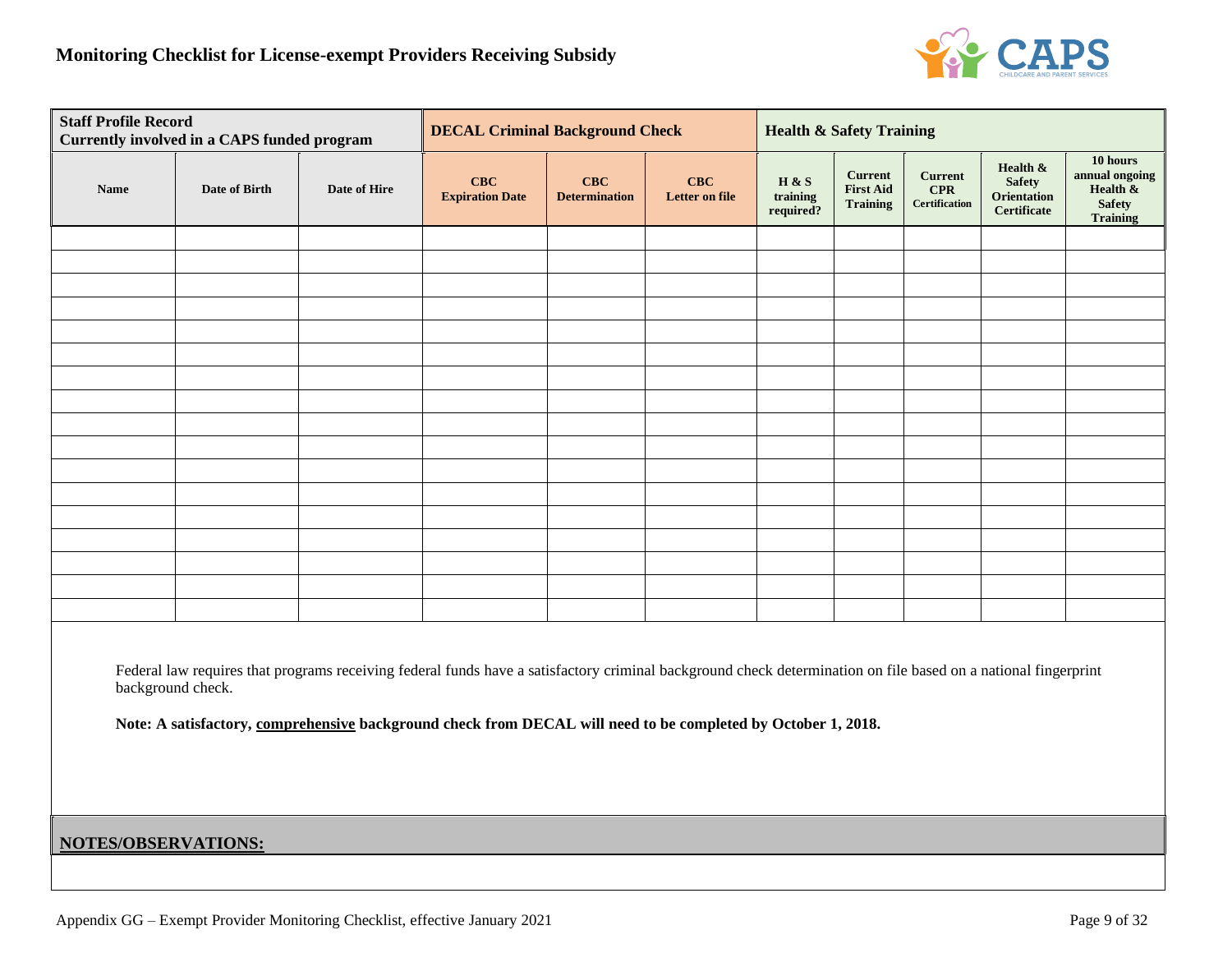# Monitoring Checklist for License-exempt Providers Receiving Subsidy

| **Staff Profile Record Currently involved in a CAPS funded program** | | | **DECAL Criminal Background Check** | | | **Health & Safety Training** | | | | |
|---|---|---|---|---|---|---|---|---|---|---|
| **Name** | **Date of Birth** | **Date of Hire** | **CBC Expiration Date** | **CBC Determination** | **CBC Letter on file** | **H & S training required?** | **Current First Aid Training** | **Current CPR Certification** | **Health & Safety Orientation Certificate** | **10 hours annual ongoing Health & Safety Training** |
| | | | | | | | | | | |
| | | | | | | | | | | |
| | | | | | | | | | | |
| | | | | | | | | | | |
| | | | | | | | | | | |
| | | | | | | | | | | |
| | | | | | | | | | | |
| | | | | | | | | | | |
| | | | | | | | | | | |
| | | | | | | | | | | |
| | | | | | | | | | | |
| | | | | | | | | | | |
| | | | | | | | | | | |
| | | | | | | | | | | |
| | | | | | | | | | | |
| | | | | | | | | | | |
| | | | | | | | | | | |

Federal law requires that programs receiving federal funds have a satisfactory criminal background check determination on file based on a national fingerprint background check.

**Note: A satisfactory, <u>comprehensive</u> background check from DECAL will need to be completed by October 1, 2018.**

**<u>NOTES/OBSERVATIONS:</u>**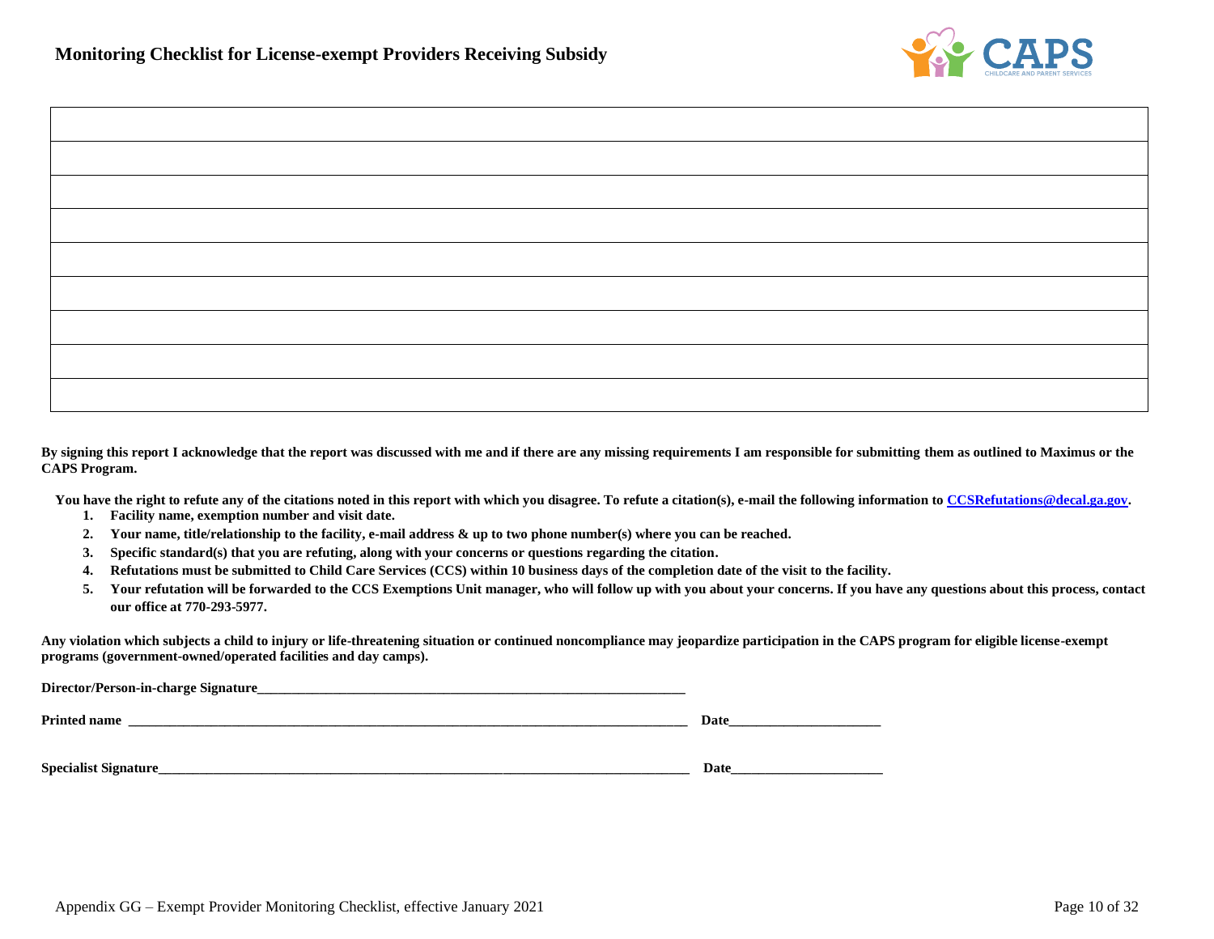**Monitoring Checklist for License-exempt Providers Receiving Subsidy**

| |
|---|
| |
| |
| |
| |
| |
| |
| |
| |
| |

**By signing this report I acknowledge that the report was discussed with me and if there are any missing requirements I am responsible for submitting them as outlined to Maximus or the CAPS Program.**

**You have the right to refute any of the citations noted in this report with which you disagree. To refute a citation(s), e-mail the following information to [CCSRefutations@decal.ga.gov](mailto:CCSRefutations@decal.ga.gov).**

1. **Facility name, exemption number and visit date.**
2. **Your name, title/relationship to the facility, e-mail address & up to two phone number(s) where you can be reached.**
3. **Specific standard(s) that you are refuting, along with your concerns or questions regarding the citation.**
4. **Refutations must be submitted to Child Care Services (CCS) within 10 business days of the completion date of the visit to the facility.**
5. **Your refutation will be forwarded to the CCS Exemptions Unit manager, who will follow up with you about your concerns. If you have any questions about this process, contact our office at 770-293-5977.**

**Any violation which subjects a child to injury or life-threatening situation or continued noncompliance may jeopardize participation in the CAPS program for eligible license-exempt programs (government-owned/operated facilities and day camps).**

**Director/Person-in-charge Signature**_______________________________________________

**Printed name** _______________________________________________ **Date**_____________________

**Specialist Signature**_______________________________________________ **Date**_____________________

Appendix GG – Exempt Provider Monitoring Checklist, effective January 2021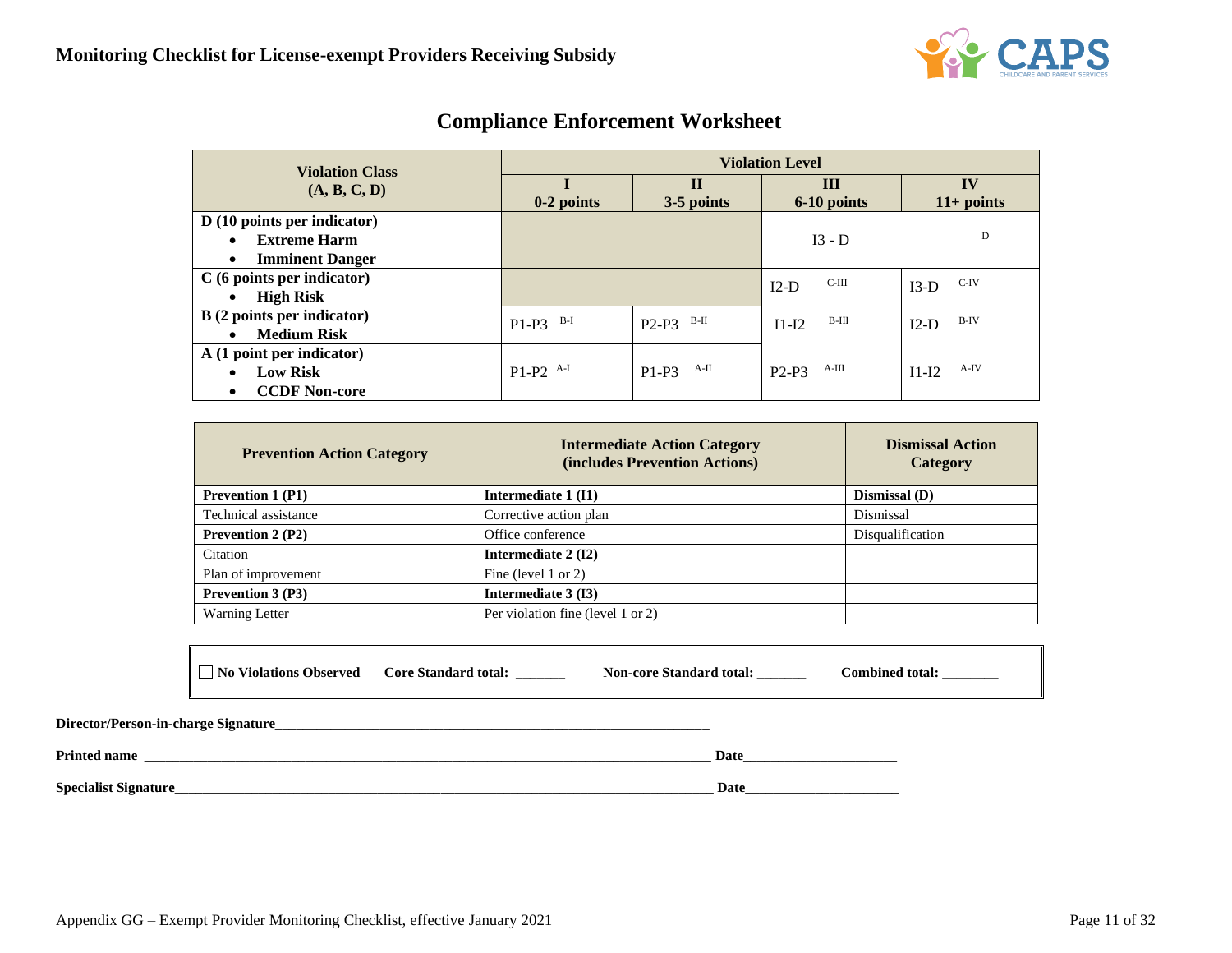**Monitoring Checklist for License-exempt Providers Receiving Subsidy**

# Compliance Enforcement Worksheet

| Violation Class (A, B, C, D) | Violation Level | | | |
|---|---|---|---|---|
| | I 0-2 points | II 3-5 points | III 6-10 points | IV 11+ points |
| D (10 points per indicator) • Extreme Harm • Imminent Danger | | | I3 - D | D |
| C (6 points per indicator) • High Risk | | | I2-D C-III | I3-D C-IV |
| B (2 points per indicator) • Medium Risk | P1-P3 B-I | P2-P3 B-II | I1-I2 B-III | I2-D B-IV |
| A (1 point per indicator) • Low Risk • CCDF Non-core | P1-P2 A-I | P1-P3 A-II | P2-P3 A-III | I1-I2 A-IV |

| Prevention Action Category | Intermediate Action Category (includes Prevention Actions) | Dismissal Action Category |
|---|---|---|
| **Prevention 1 (P1)** | **Intermediate 1 (I1)** | **Dismissal (D)** |
| Technical assistance | Corrective action plan | Dismissal |
| **Prevention 2 (P2)** | Office conference | Disqualification |
| Citation | **Intermediate 2 (I2)** | |
| Plan of improvement | Fine (level 1 or 2) | |
| **Prevention 3 (P3)** | **Intermediate 3 (I3)** | |
| Warning Letter | Per violation fine (level 1 or 2) | |

☐ **No Violations Observed** **Core Standard total:** _______ **Non-core Standard total:** _______ **Combined total:** ________

**Director/Person-in-charge Signature**_______________________________________________________________

**Printed name** _____________________________________________________________________________ **Date**_____________________

**Specialist Signature**_________________________________________________________________________ **Date**_____________________

Appendix GG – Exempt Provider Monitoring Checklist, effective January 2021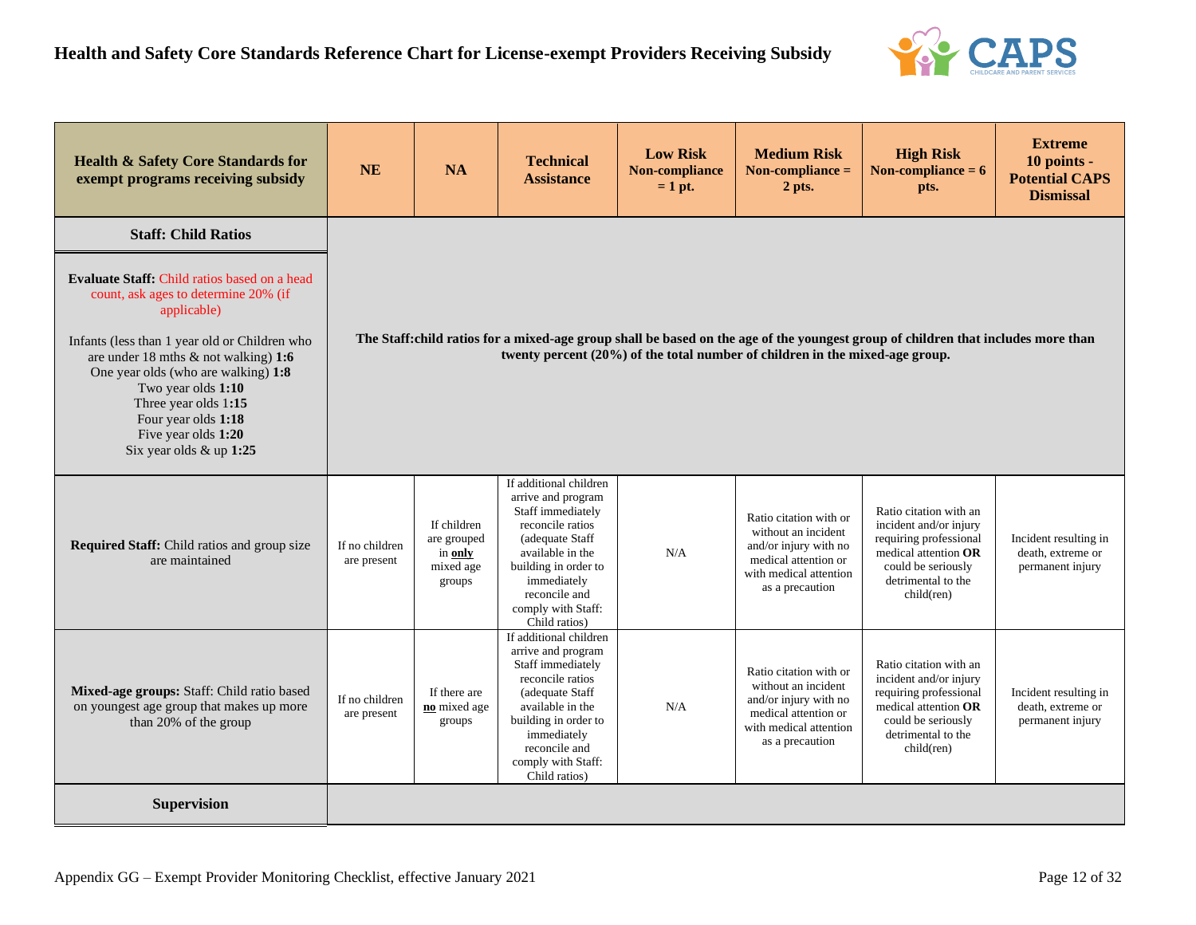# Health and Safety Core Standards Reference Chart for License-exempt Providers Receiving Subsidy

| Health & Safety Core Standards for exempt programs receiving subsidy | NE | NA | Technical Assistance | Low Risk Non-compliance = 1 pt. | Medium Risk Non-compliance = 2 pts. | High Risk Non-compliance = 6 pts. | Extreme 10 points - Potential CAPS Dismissal |
|---|---|---|---|---|---|---|---|
| **Staff: Child Ratios** | | | | | | | |
| **Evaluate Staff:** Child ratios based on a head count, ask ages to determine 20% (if applicable)<br><br>Infants (less than 1 year old or Children who are under 18 mths & not walking) **1:6**<br>One year olds (who are walking) **1:8**<br>Two year olds **1:10**<br>Three year olds 1**:15**<br>Four year olds **1:18**<br>Five year olds **1:20**<br>Six year olds & up **1:25** | **The Staff:child ratios for a mixed-age group shall be based on the age of the youngest group of children that includes more than twenty percent (20%) of the total number of children in the mixed-age group.** | | | | | | |
| **Required Staff:** Child ratios and group size are maintained | If no children are present | If children are grouped in **only** mixed age groups | If additional children arrive and program Staff immediately reconcile ratios (adequate Staff available in the building in order to immediately reconcile and comply with Staff: Child ratios) | N/A | Ratio citation with or without an incident and/or injury with no medical attention or with medical attention as a precaution | Ratio citation with an incident and/or injury requiring professional medical attention **OR** could be seriously detrimental to the child(ren) | Incident resulting in death, extreme or permanent injury |
| **Mixed-age groups:** Staff: Child ratio based on youngest age group that makes up more than 20% of the group | If no children are present | If there are **no** mixed age groups | If additional children arrive and program Staff immediately reconcile ratios (adequate Staff available in the building in order to immediately reconcile and comply with Staff: Child ratios) | N/A | Ratio citation with or without an incident and/or injury with no medical attention or with medical attention as a precaution | Ratio citation with an incident and/or injury requiring professional medical attention **OR** could be seriously detrimental to the child(ren) | Incident resulting in death, extreme or permanent injury |
| **Supervision** | | | | | | | |

Appendix GG – Exempt Provider Monitoring Checklist, effective January 2021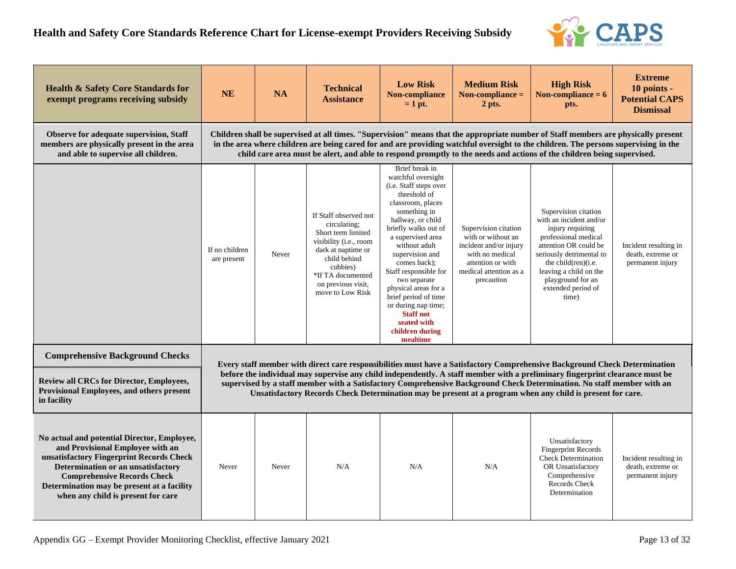# Health and Safety Core Standards Reference Chart for License-exempt Providers Receiving Subsidy

| Health & Safety Core Standards for exempt programs receiving subsidy | NE | NA | Technical Assistance | Low Risk Non-compliance = 1 pt. | Medium Risk Non-compliance = 2 pts. | High Risk Non-compliance = 6 pts. | Extreme 10 points - Potential CAPS Dismissal |
|---|---|---|---|---|---|---|---|
| **Observe for adequate supervision, Staff members are physically present in the area and able to supervise all children.** | **Children shall be supervised at all times. "Supervision" means that the appropriate number of Staff members are physically present in the area where children are being cared for and are providing watchful oversight to the children. The persons supervising in the child care area must be alert, and able to respond promptly to the needs and actions of the children being supervised.** | | | | | | |
| | If no children are present | Never | If Staff observed not circulating; Short term limited visibility (i.e., room dark at naptime or child behind cubbies) *If TA documented on previous visit, move to Low Risk | Brief break in watchful oversight (i.e. Staff steps over threshold of classroom, places something in hallway, or child briefly walks out of a supervised area without adult supervision and comes back); Staff responsible for two separate physical areas for a brief period of time or during nap time; **Staff not seated with children during mealtime** | Supervision citation with or without an incident and/or injury with no medical attention or with medical attention as a precaution | Supervision citation with an incident and/or injury requiring professional medical attention OR could be seriously detrimental to the child(ren)(i.e. leaving a child on the playground for an extended period of time) | Incident resulting in death, extreme or permanent injury |
| **Comprehensive Background Checks** <br> **Review all CRCs for Director, Employees, Provisional Employees, and others present in facility** | **Every staff member with direct care responsibilities must have a Satisfactory Comprehensive Background Check Determination before the individual may supervise any child independently. A staff member with a preliminary fingerprint clearance must be supervised by a staff member with a Satisfactory Comprehensive Background Check Determination. No staff member with an Unsatisfactory Records Check Determination may be present at a program when any child is present for care.** | | | | | | |
| **No actual and potential Director, Employee, and Provisional Employee with an unsatisfactory Fingerprint Records Check Determination or an unsatisfactory Comprehensive Records Check Determination may be present at a facility when any child is present for care** | Never | Never | N/A | N/A | N/A | Unsatisfactory Fingerprint Records Check Determination OR Unsatisfactory Comprehensive Records Check Determination | Incident resulting in death, extreme or permanent injury |

Appendix GG – Exempt Provider Monitoring Checklist, effective January 2021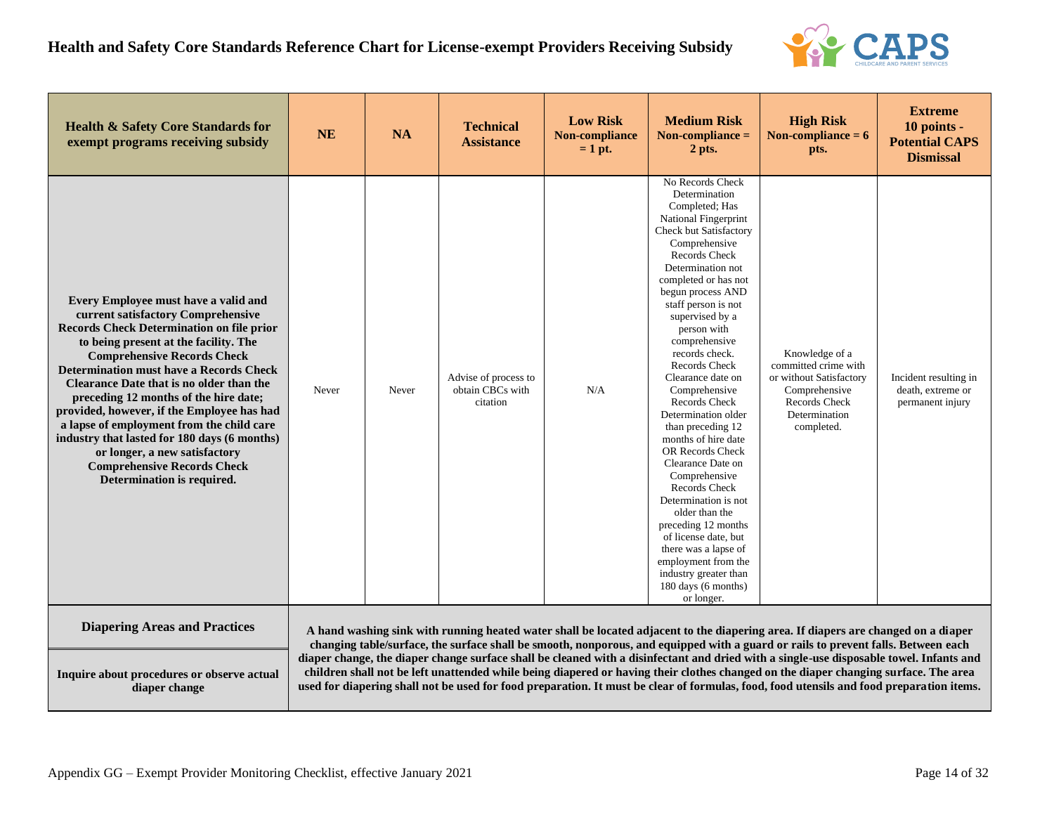# Health and Safety Core Standards Reference Chart for License-exempt Providers Receiving Subsidy

| Health & Safety Core Standards for exempt programs receiving subsidy | NE | NA | Technical Assistance | Low Risk Non-compliance = 1 pt. | Medium Risk Non-compliance = 2 pts. | High Risk Non-compliance = 6 pts. | Extreme 10 points - Potential CAPS Dismissal |
|---|---|---|---|---|---|---|---|
| **Every Employee must have a valid and current satisfactory Comprehensive Records Check Determination on file prior to being present at the facility. The Comprehensive Records Check Determination must have a Records Check Clearance Date that is no older than the preceding 12 months of the hire date; provided, however, if the Employee has had a lapse of employment from the child care industry that lasted for 180 days (6 months) or longer, a new satisfactory Comprehensive Records Check Determination is required.** | Never | Never | Advise of process to obtain CBCs with citation | N/A | No Records Check Determination Completed; Has National Fingerprint Check but Satisfactory Comprehensive Records Check Determination not completed or has not begun process AND staff person is not supervised by a person with comprehensive records check. Records Check Clearance date on Comprehensive Records Check Determination older than preceding 12 months of hire date OR Records Check Clearance Date on Comprehensive Records Check Determination is not older than the preceding 12 months of license date, but there was a lapse of employment from the industry greater than 180 days (6 months) or longer. | Knowledge of a committed crime with or without Satisfactory Comprehensive Records Check Determination completed. | Incident resulting in death, extreme or permanent injury |
| **Diapering Areas and Practices**<br><br>**Inquire about procedures or observe actual diaper change** | **A hand washing sink with running heated water shall be located adjacent to the diapering area. If diapers are changed on a diaper changing table/surface, the surface shall be smooth, nonporous, and equipped with a guard or rails to prevent falls. Between each diaper change, the diaper change surface shall be cleaned with a disinfectant and dried with a single-use disposable towel. Infants and children shall not be left unattended while being diapered or having their clothes changed on the diaper changing surface. The area used for diapering shall not be used for food preparation. It must be clear of formulas, food, food utensils and food preparation items.** | | | | | | |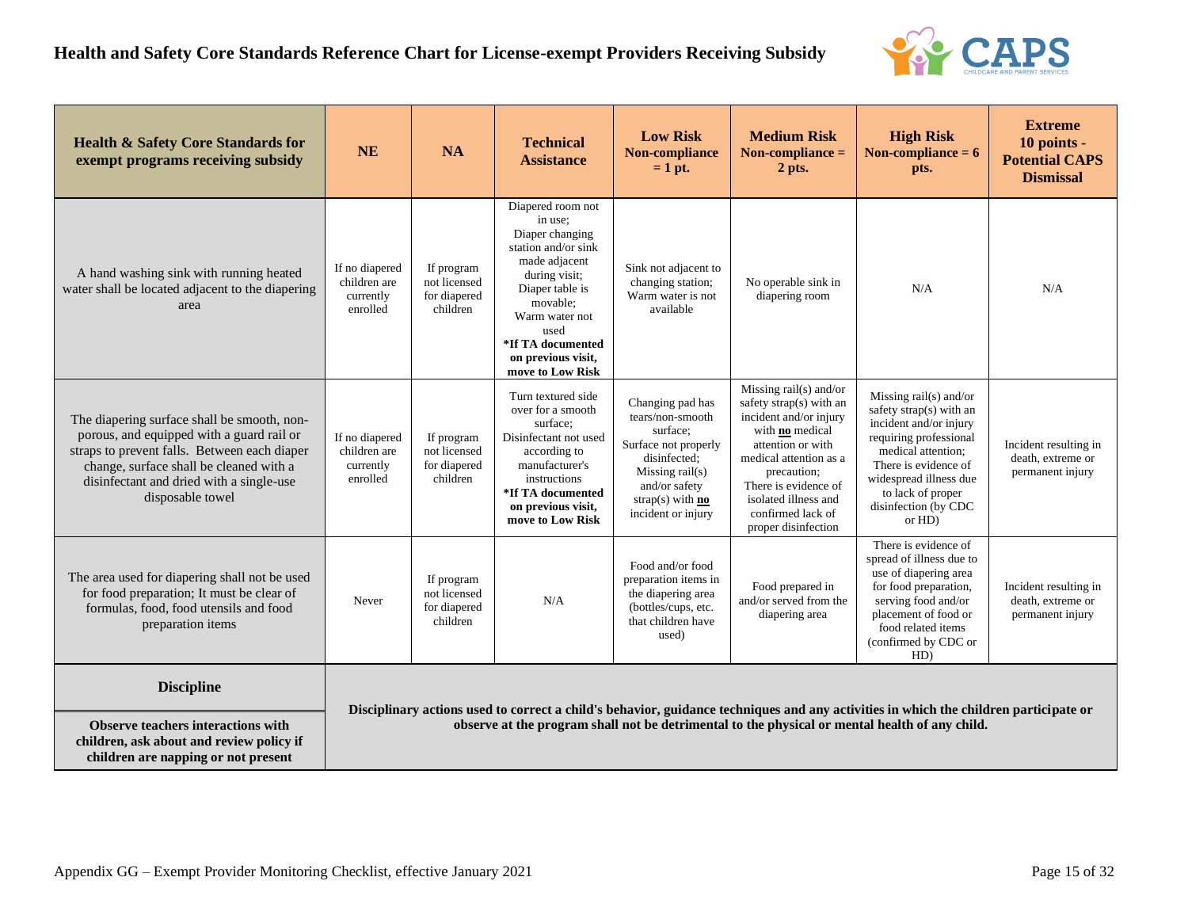# Health and Safety Core Standards Reference Chart for License-exempt Providers Receiving Subsidy

| Health & Safety Core Standards for exempt programs receiving subsidy | NE | NA | Technical Assistance | Low Risk Non-compliance = 1 pt. | Medium Risk Non-compliance = 2 pts. | High Risk Non-compliance = 6 pts. | Extreme 10 points - Potential CAPS Dismissal |
|---|---|---|---|---|---|---|---|
| A hand washing sink with running heated water shall be located adjacent to the diapering area | If no diapered children are currently enrolled | If program not licensed for diapered children | Diapered room not in use; Diaper changing station and/or sink made adjacent during visit; Diaper table is movable; Warm water not used **\*If TA documented on previous visit, move to Low Risk** | Sink not adjacent to changing station; Warm water is not available | No operable sink in diapering room | N/A | N/A |
| The diapering surface shall be smooth, non-porous, and equipped with a guard rail or straps to prevent falls. Between each diaper change, surface shall be cleaned with a disinfectant and dried with a single-use disposable towel | If no diapered children are currently enrolled | If program not licensed for diapered children | Turn textured side over for a smooth surface; Disinfectant not used according to manufacturer's instructions **\*If TA documented on previous visit, move to Low Risk** | Changing pad has tears/non-smooth surface; Surface not properly disinfected; Missing rail(s) and/or safety strap(s) with **no** incident or injury | Missing rail(s) and/or safety strap(s) with an incident and/or injury with **no** medical attention or with medical attention as a precaution; There is evidence of isolated illness and confirmed lack of proper disinfection | Missing rail(s) and/or safety strap(s) with an incident and/or injury requiring professional medical attention; There is evidence of widespread illness due to lack of proper disinfection (by CDC or HD) | Incident resulting in death, extreme or permanent injury |
| The area used for diapering shall not be used for food preparation; It must be clear of formulas, food, food utensils and food preparation items | Never | If program not licensed for diapered children | N/A | Food and/or food preparation items in the diapering area (bottles/cups, etc. that children have used) | Food prepared in and/or served from the diapering area | There is evidence of spread of illness due to use of diapering area for food preparation, serving food and/or placement of food or food related items (confirmed by CDC or HD) | Incident resulting in death, extreme or permanent injury |
| **Discipline** **Observe teachers interactions with children, ask about and review policy if children are napping or not present** | **Disciplinary actions used to correct a child's behavior, guidance techniques and any activities in which the children participate or observe at the program shall not be detrimental to the physical or mental health of any child.** | | | | | | |

Appendix GG – Exempt Provider Monitoring Checklist, effective January 2021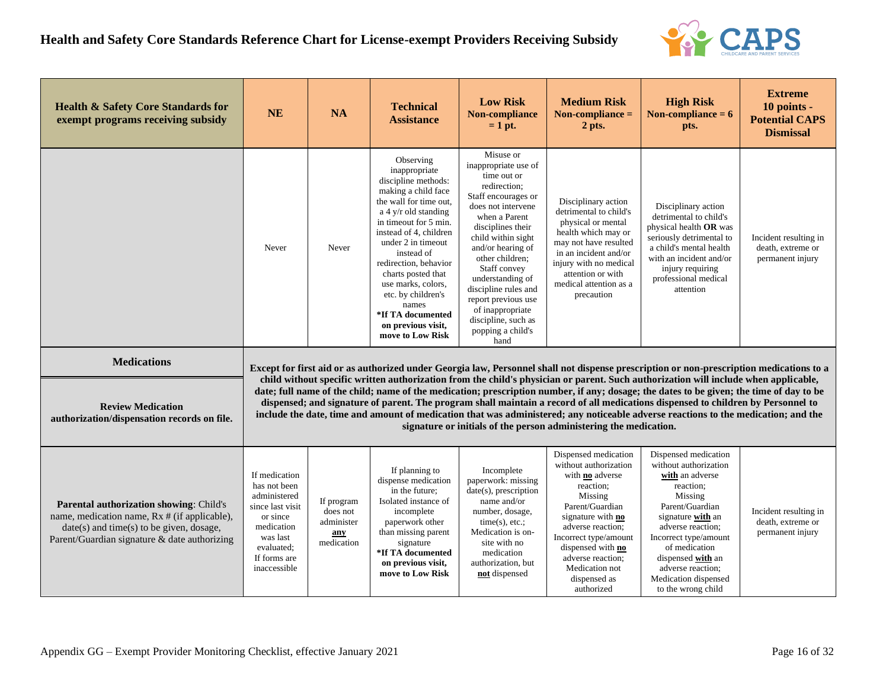# Health and Safety Core Standards Reference Chart for License-exempt Providers Receiving Subsidy

| Health & Safety Core Standards for exempt programs receiving subsidy | NE | NA | Technical Assistance | Low Risk Non-compliance = 1 pt. | Medium Risk Non-compliance = 2 pts. | High Risk Non-compliance = 6 pts. | Extreme 10 points - Potential CAPS Dismissal |
|---|---|---|---|---|---|---|---|
| | Never | Never | Observing inappropriate discipline methods: making a child face the wall for time out, a 4 y/r old standing in timeout for 5 min. instead of 4, children under 2 in timeout instead of redirection, behavior charts posted that use marks, colors, etc. by children's names **\*If TA documented on previous visit, move to Low Risk** | Misuse or inappropriate use of time out or redirection; Staff encourages or does not intervene when a Parent disciplines their child within sight and/or hearing of other children; Staff convey understanding of discipline rules and report previous use of inappropriate discipline, such as popping a child's hand | Disciplinary action detrimental to child's physical or mental health which may or may not have resulted in an incident and/or injury with no medical attention or with medical attention as a precaution | Disciplinary action detrimental to child's physical health **OR** was seriously detrimental to a child's mental health with an incident and/or injury requiring professional medical attention | Incident resulting in death, extreme or permanent injury |
| **Medications** <br> **Review Medication authorization/dispensation records on file.** | **Except for first aid or as authorized under Georgia law, Personnel shall not dispense prescription or non-prescription medications to a child without specific written authorization from the child's physician or parent. Such authorization will include when applicable, date; full name of the child; name of the medication; prescription number, if any; dosage; the dates to be given; the time of day to be dispensed; and signature of parent. The program shall maintain a record of all medications dispensed to children by Personnel to include the date, time and amount of medication that was administered; any noticeable adverse reactions to the medication; and the signature or initials of the person administering the medication.** | | | | | | |
| **Parental authorization showing**: Child's name, medication name, Rx # (if applicable), date(s) and time(s) to be given, dosage, Parent/Guardian signature & date authorizing | If medication has not been administered since last visit or since medication was last evaluated; If forms are inaccessible | If program does not administer **any** medication | If planning to dispense medication in the future; Isolated instance of incomplete paperwork other than missing parent signature **\*If TA documented on previous visit, move to Low Risk** | Incomplete paperwork: missing date(s), prescription name and/or number, dosage, time(s), etc.; Medication is on-site with no medication authorization, but **not** dispensed | Dispensed medication without authorization with **no** adverse reaction; Missing Parent/Guardian signature with **no** adverse reaction; Incorrect type/amount dispensed with **no** adverse reaction; Medication not dispensed as authorized | Dispensed medication without authorization **with** an adverse reaction; Missing Parent/Guardian signature **with** an adverse reaction; Incorrect type/amount of medication dispensed **with** an adverse reaction; Medication dispensed to the wrong child | Incident resulting in death, extreme or permanent injury |

Appendix GG – Exempt Provider Monitoring Checklist, effective January 2021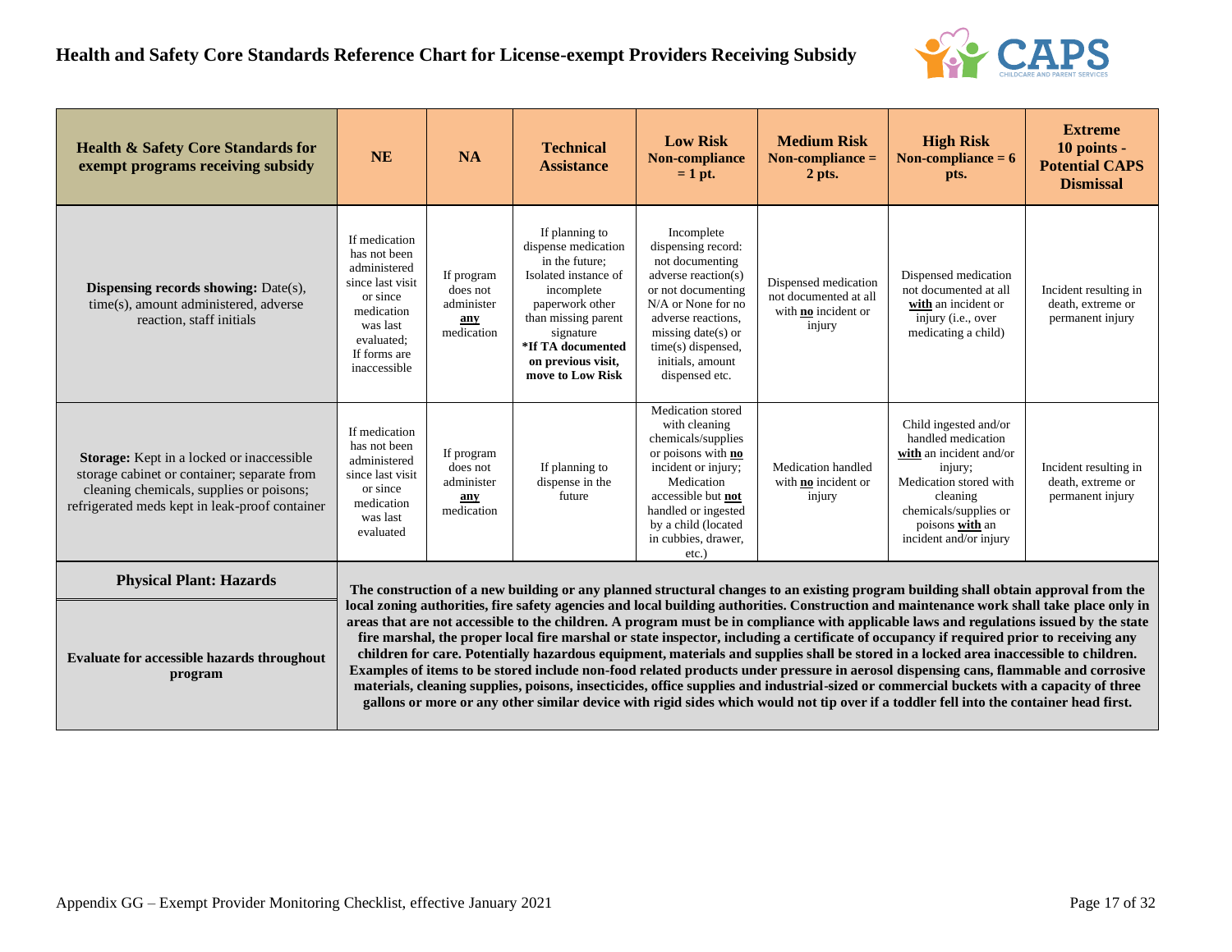# Health and Safety Core Standards Reference Chart for License-exempt Providers Receiving Subsidy

| Health & Safety Core Standards for exempt programs receiving subsidy | NE | NA | Technical Assistance | Low Risk Non-compliance = 1 pt. | Medium Risk Non-compliance = 2 pts. | High Risk Non-compliance = 6 pts. | Extreme 10 points - Potential CAPS Dismissal |
|---|---|---|---|---|---|---|---|
| **Dispensing records showing:** Date(s), time(s), amount administered, adverse reaction, staff initials | If medication has not been administered since last visit or since medication was last evaluated; If forms are inaccessible | If program does not administer **any** medication | If planning to dispense medication in the future; Isolated instance of incomplete paperwork other than missing parent signature **\*If TA documented on previous visit, move to Low Risk** | Incomplete dispensing record: not documenting adverse reaction(s) or not documenting N/A or None for no adverse reactions, missing date(s) or time(s) dispensed, initials, amount dispensed etc. | Dispensed medication not documented at all with **no** incident or injury | Dispensed medication not documented at all **with** an incident or injury (i.e., over medicating a child) | Incident resulting in death, extreme or permanent injury |
| **Storage:** Kept in a locked or inaccessible storage cabinet or container; separate from cleaning chemicals, supplies or poisons; refrigerated meds kept in leak-proof container | If medication has not been administered since last visit or since medication was last evaluated | If program does not administer **any** medication | If planning to dispense in the future | Medication stored with cleaning chemicals/supplies or poisons with **no** incident or injury; Medication accessible but **not** handled or ingested by a child (located in cubbies, drawer, etc.) | Medication handled with **no** incident or injury | Child ingested and/or handled medication **with** an incident and/or injury; Medication stored with cleaning chemicals/supplies or poisons **with** an incident and/or injury | Incident resulting in death, extreme or permanent injury |
| **Physical Plant: Hazards** | | | | | | | |
| **Evaluate for accessible hazards throughout program** | **The construction of a new building or any planned structural changes to an existing program building shall obtain approval from the local zoning authorities, fire safety agencies and local building authorities. Construction and maintenance work shall take place only in areas that are not accessible to the children. A program must be in compliance with applicable laws and regulations issued by the state fire marshal, the proper local fire marshal or state inspector, including a certificate of occupancy if required prior to receiving any children for care. Potentially hazardous equipment, materials and supplies shall be stored in a locked area inaccessible to children. Examples of items to be stored include non-food related products under pressure in aerosol dispensing cans, flammable and corrosive materials, cleaning supplies, poisons, insecticides, office supplies and industrial-sized or commercial buckets with a capacity of three gallons or more or any other similar device with rigid sides which would not tip over if a toddler fell into the container head first.** | | | | | | |

Appendix GG – Exempt Provider Monitoring Checklist, effective January 2021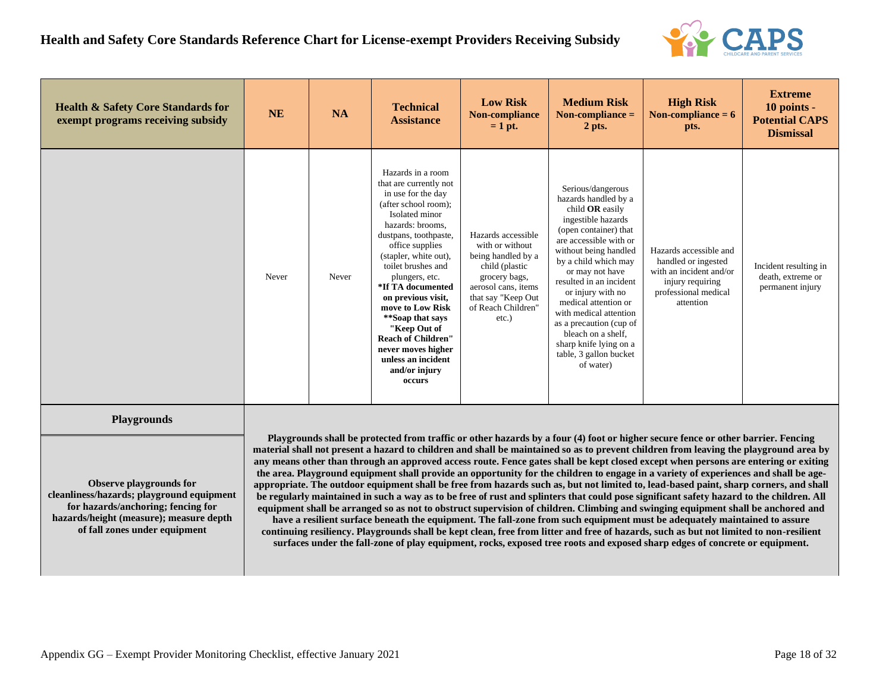# Health and Safety Core Standards Reference Chart for License-exempt Providers Receiving Subsidy

| Health & Safety Core Standards for exempt programs receiving subsidy | NE | NA | Technical Assistance | Low Risk Non-compliance = 1 pt. | Medium Risk Non-compliance = 2 pts. | High Risk Non-compliance = 6 pts. | Extreme 10 points - Potential CAPS Dismissal |
|---|---|---|---|---|---|---|---|
| | Never | Never | Hazards in a room that are currently not in use for the day (after school room); Isolated minor hazards: brooms, dustpans, toothpaste, office supplies (stapler, white out), toilet brushes and plungers, etc. **\*If TA documented on previous visit, move to Low Risk \*\*Soap that says "Keep Out of Reach of Children" never moves higher unless an incident and/or injury occurs** | Hazards accessible with or without being handled by a child (plastic grocery bags, aerosol cans, items that say "Keep Out of Reach Children" etc.) | Serious/dangerous hazards handled by a child **OR** easily ingestible hazards (open container) that are accessible with or without being handled by a child which may or may not have resulted in an incident or injury with no medical attention or with medical attention as a precaution (cup of bleach on a shelf, sharp knife lying on a table, 3 gallon bucket of water) | Hazards accessible and handled or ingested with an incident and/or injury requiring professional medical attention | Incident resulting in death, extreme or permanent injury |
| **Playgrounds** | | | | | | | |
| **Observe playgrounds for cleanliness/hazards; playground equipment for hazards/anchoring; fencing for hazards/height (measure); measure depth of fall zones under equipment** | **Playgrounds shall be protected from traffic or other hazards by a four (4) foot or higher secure fence or other barrier. Fencing material shall not present a hazard to children and shall be maintained so as to prevent children from leaving the playground area by any means other than through an approved access route. Fence gates shall be kept closed except when persons are entering or exiting the area. Playground equipment shall provide an opportunity for the children to engage in a variety of experiences and shall be age-appropriate. The outdoor equipment shall be free from hazards such as, but not limited to, lead-based paint, sharp corners, and shall be regularly maintained in such a way as to be free of rust and splinters that could pose significant safety hazard to the children. All equipment shall be arranged so as not to obstruct supervision of children. Climbing and swinging equipment shall be anchored and have a resilient surface beneath the equipment. The fall-zone from such equipment must be adequately maintained to assure continuing resiliency. Playgrounds shall be kept clean, free from litter and free of hazards, such as but not limited to non-resilient surfaces under the fall-zone of play equipment, rocks, exposed tree roots and exposed sharp edges of concrete or equipment.** | | | | | | |

Appendix GG – Exempt Provider Monitoring Checklist, effective January 2021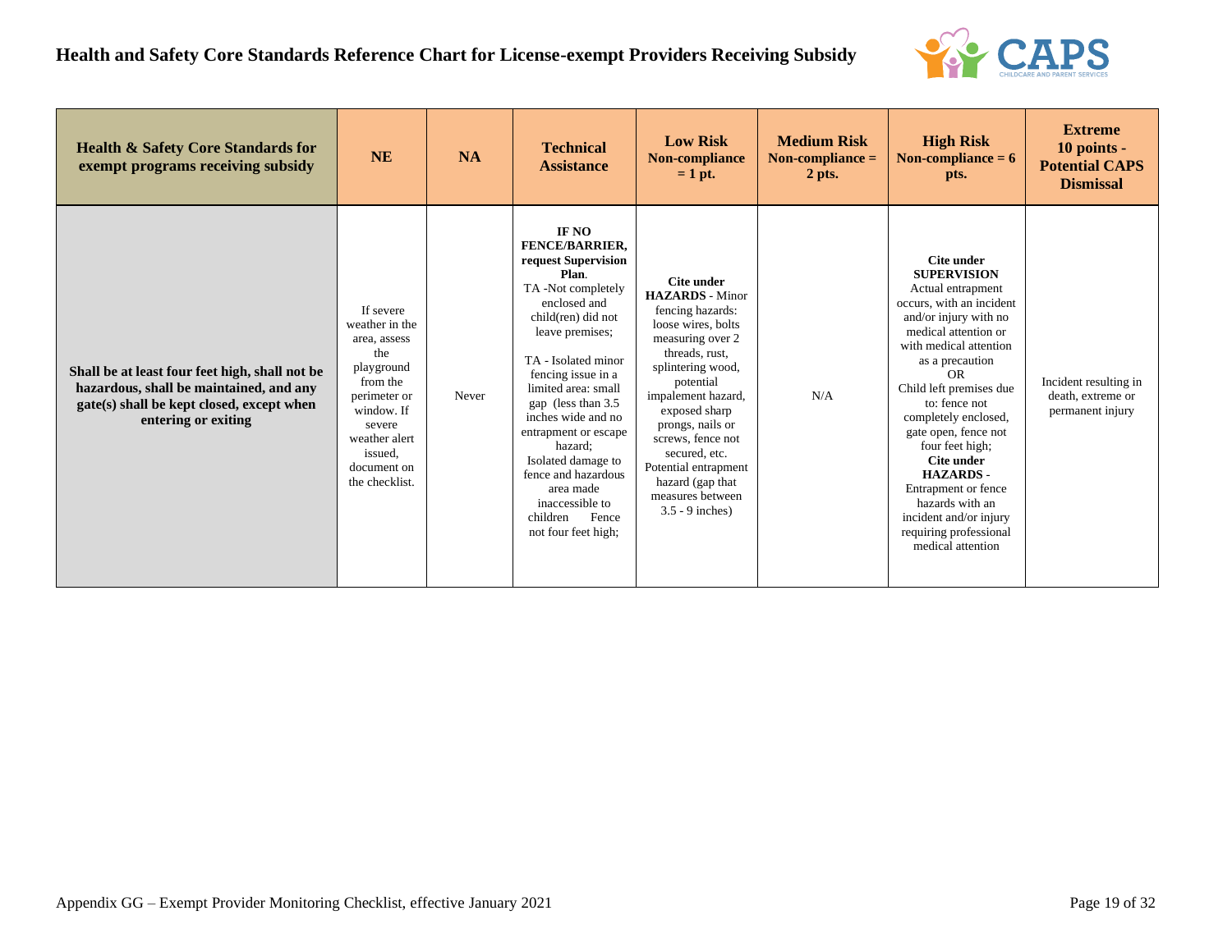# Health and Safety Core Standards Reference Chart for License-exempt Providers Receiving Subsidy

| Health & Safety Core Standards for exempt programs receiving subsidy | NE | NA | Technical Assistance | Low Risk Non-compliance = 1 pt. | Medium Risk Non-compliance = 2 pts. | High Risk Non-compliance = 6 pts. | Extreme 10 points - Potential CAPS Dismissal |
|---|---|---|---|---|---|---|---|
| **Shall be at least four feet high, shall not be hazardous, shall be maintained, and any gate(s) shall be kept closed, except when entering or exiting** | If severe weather in the area, assess the playground from the perimeter or window. If severe weather alert issued, document on the checklist. | Never | **IF NO FENCE/BARRIER, request Supervision Plan**. TA -Not completely enclosed and child(ren) did not leave premises; TA - Isolated minor fencing issue in a limited area: small gap (less than 3.5 inches wide and no entrapment or escape hazard; Isolated damage to fence and hazardous area made inaccessible to children Fence not four feet high; | **Cite under HAZARDS** - Minor fencing hazards: loose wires, bolts measuring over 2 threads, rust, splintering wood, potential impalement hazard, exposed sharp prongs, nails or screws, fence not secured, etc. Potential entrapment hazard (gap that measures between 3.5 - 9 inches) | N/A | **Cite under SUPERVISION** Actual entrapment occurs, with an incident and/or injury with no medical attention or with medical attention as a precaution OR Child left premises due to: fence not completely enclosed, gate open, fence not four feet high; **Cite under HAZARDS** - Entrapment or fence hazards with an incident and/or injury requiring professional medical attention | Incident resulting in death, extreme or permanent injury |

Appendix GG – Exempt Provider Monitoring Checklist, effective January 2021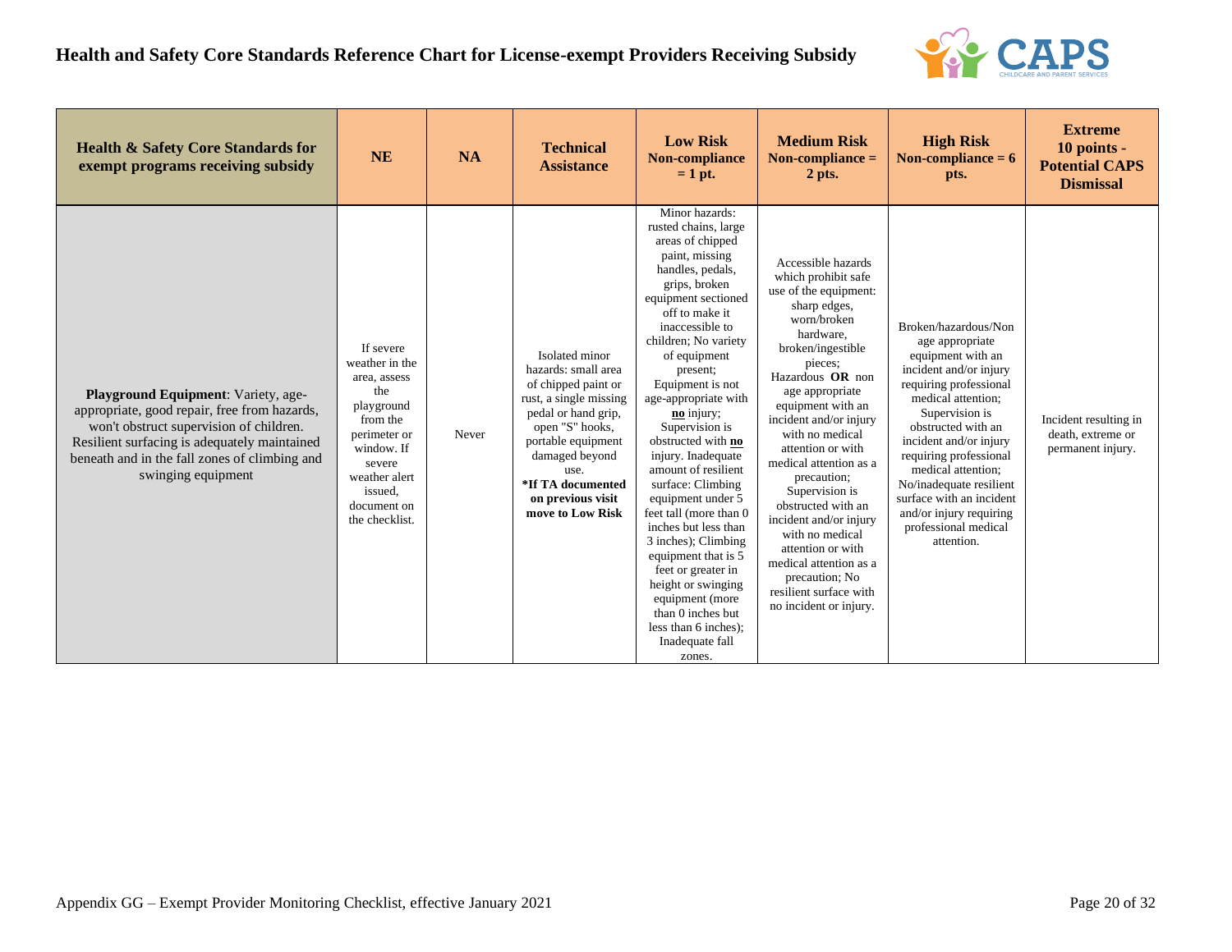# Health and Safety Core Standards Reference Chart for License-exempt Providers Receiving Subsidy

| Health & Safety Core Standards for exempt programs receiving subsidy | NE | NA | Technical Assistance | Low Risk Non-compliance = 1 pt. | Medium Risk Non-compliance = 2 pts. | High Risk Non-compliance = 6 pts. | Extreme 10 points - Potential CAPS Dismissal |
|---|---|---|---|---|---|---|---|
| **Playground Equipment**: Variety, age-appropriate, good repair, free from hazards, won't obstruct supervision of children. Resilient surfacing is adequately maintained beneath and in the fall zones of climbing and swinging equipment | If severe weather in the area, assess the playground from the perimeter or window. If severe weather alert issued, document on the checklist. | Never | Isolated minor hazards: small area of chipped paint or rust, a single missing pedal or hand grip, open "S" hooks, portable equipment damaged beyond use. **\*If TA documented on previous visit move to Low Risk** | Minor hazards: rusted chains, large areas of chipped paint, missing handles, pedals, grips, broken equipment sectioned off to make it inaccessible to children; No variety of equipment present; Equipment is not age-appropriate with **no** injury; Supervision is obstructed with **no** injury. Inadequate amount of resilient surface: Climbing equipment under 5 feet tall (more than 0 inches but less than 3 inches); Climbing equipment that is 5 feet or greater in height or swinging equipment (more than 0 inches but less than 6 inches); Inadequate fall zones. | Accessible hazards which prohibit safe use of the equipment: sharp edges, worn/broken hardware, broken/ingestible pieces; Hazardous **OR** non age appropriate equipment with an incident and/or injury with no medical attention or with medical attention as a precaution; Supervision is obstructed with an incident and/or injury with no medical attention or with medical attention as a precaution; No resilient surface with no incident or injury. | Broken/hazardous/Non age appropriate equipment with an incident and/or injury requiring professional medical attention; Supervision is obstructed with an incident and/or injury requiring professional medical attention; No/inadequate resilient surface with an incident and/or injury requiring professional medical attention. | Incident resulting in death, extreme or permanent injury. |

Appendix GG – Exempt Provider Monitoring Checklist, effective January 2021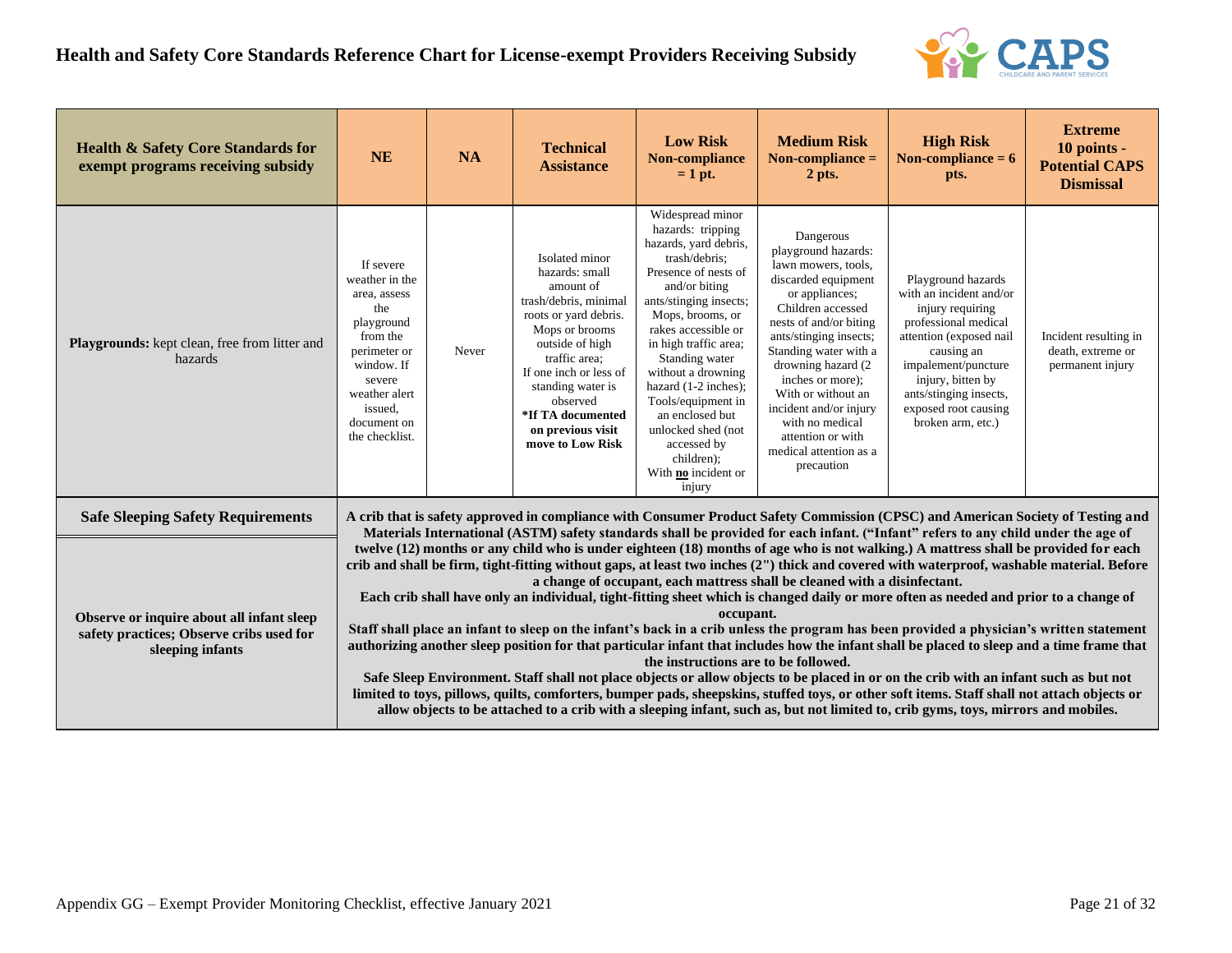# Health and Safety Core Standards Reference Chart for License-exempt Providers Receiving Subsidy

| Health & Safety Core Standards for exempt programs receiving subsidy | NE | NA | Technical Assistance | Low Risk Non-compliance = 1 pt. | Medium Risk Non-compliance = 2 pts. | High Risk Non-compliance = 6 pts. | Extreme 10 points - Potential CAPS Dismissal |
|---|---|---|---|---|---|---|---|
| **Playgrounds:** kept clean, free from litter and hazards | If severe weather in the area, assess the playground from the perimeter or window. If severe weather alert issued, document on the checklist. | Never | Isolated minor hazards: small amount of trash/debris, minimal roots or yard debris. Mops or brooms outside of high traffic area; If one inch or less of standing water is observed **\*If TA documented on previous visit move to Low Risk** | Widespread minor hazards: tripping hazards, yard debris, trash/debris; Presence of nests of and/or biting ants/stinging insects; Mops, brooms, or rakes accessible or in high traffic area; Standing water without a drowning hazard (1-2 inches); Tools/equipment in an enclosed but unlocked shed (not accessed by children); With **no** incident or injury | Dangerous playground hazards: lawn mowers, tools, discarded equipment or appliances; Children accessed nests of and/or biting ants/stinging insects; Standing water with a drowning hazard (2 inches or more); With or without an incident and/or injury with no medical attention or with medical attention as a precaution | Playground hazards with an incident and/or injury requiring professional medical attention (exposed nail causing an impalement/puncture injury, bitten by ants/stinging insects, exposed root causing broken arm, etc.) | Incident resulting in death, extreme or permanent injury |
| **Safe Sleeping Safety Requirements** | **A crib that is safety approved in compliance with Consumer Product Safety Commission (CPSC) and American Society of Testing and Materials International (ASTM) safety standards shall be provided for each infant. ("Infant" refers to any child under the age of twelve (12) months or any child who is under eighteen (18) months of age who is not walking.) A mattress shall be provided for each crib and shall be firm, tight-fitting without gaps, at least two inches (2") thick and covered with waterproof, washable material. Before a change of occupant, each mattress shall be cleaned with a disinfectant. Each crib shall have only an individual, tight-fitting sheet which is changed daily or more often as needed and prior to a change of occupant. Staff shall place an infant to sleep on the infant's back in a crib unless the program has been provided a physician's written statement authorizing another sleep position for that particular infant that includes how the infant shall be placed to sleep and a time frame that the instructions are to be followed. Safe Sleep Environment. Staff shall not place objects or allow objects to be placed in or on the crib with an infant such as but not limited to toys, pillows, quilts, comforters, bumper pads, sheepskins, stuffed toys, or other soft items. Staff shall not attach objects or allow objects to be attached to a crib with a sleeping infant, such as, but not limited to, crib gyms, toys, mirrors and mobiles.** | | | | | | |
| **Observe or inquire about all infant sleep safety practices; Observe cribs used for sleeping infants** | | | | | | | |

Appendix GG – Exempt Provider Monitoring Checklist, effective January 2021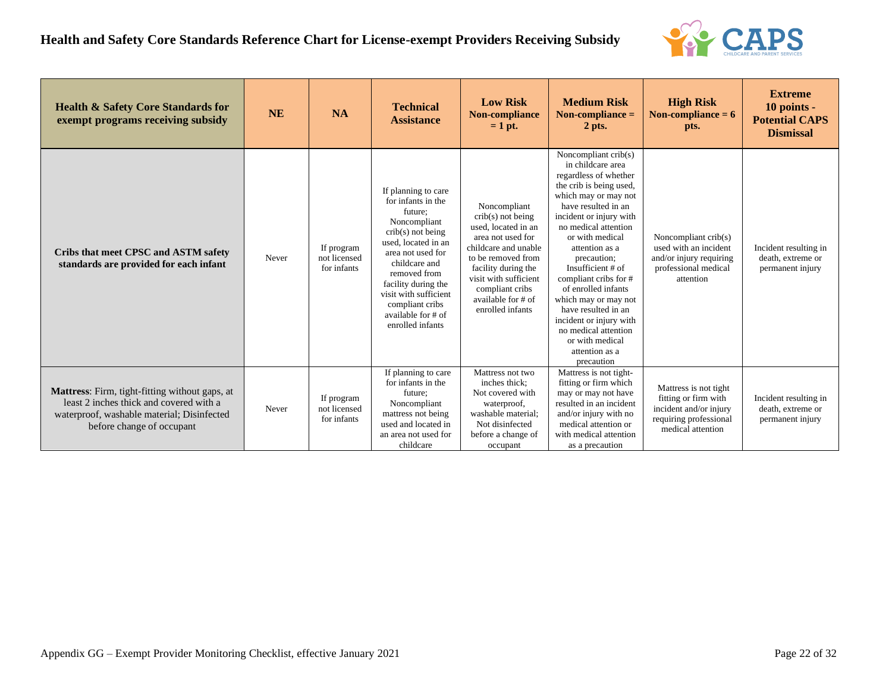# Health and Safety Core Standards Reference Chart for License-exempt Providers Receiving Subsidy

| Health & Safety Core Standards for exempt programs receiving subsidy | NE | NA | Technical Assistance | Low Risk Non-compliance = 1 pt. | Medium Risk Non-compliance = 2 pts. | High Risk Non-compliance = 6 pts. | Extreme 10 points - Potential CAPS Dismissal |
|---|---|---|---|---|---|---|---|
| **Cribs that meet CPSC and ASTM safety standards are provided for each infant** | Never | If program not licensed for infants | If planning to care for infants in the future; Noncompliant crib(s) not being used, located in an area not used for childcare and removed from facility during the visit with sufficient compliant cribs available for # of enrolled infants | Noncompliant crib(s) not being used, located in an area not used for childcare and unable to be removed from facility during the visit with sufficient compliant cribs available for # of enrolled infants | Noncompliant crib(s) in childcare area regardless of whether the crib is being used, which may or may not have resulted in an incident or injury with no medical attention or with medical attention as a precaution; Insufficient # of compliant cribs for # of enrolled infants which may or may not have resulted in an incident or injury with no medical attention or with medical attention as a precaution | Noncompliant crib(s) used with an incident and/or injury requiring professional medical attention | Incident resulting in death, extreme or permanent injury |
| **Mattress**: Firm, tight-fitting without gaps, at least 2 inches thick and covered with a waterproof, washable material; Disinfected before change of occupant | Never | If program not licensed for infants | If planning to care for infants in the future; Noncompliant mattress not being used and located in an area not used for childcare | Mattress not two inches thick; Not covered with waterproof, washable material; Not disinfected before a change of occupant | Mattress is not tight-fitting or firm which may or may not have resulted in an incident and/or injury with no medical attention or with medical attention as a precaution | Mattress is not tight fitting or firm with incident and/or injury requiring professional medical attention | Incident resulting in death, extreme or permanent injury |

Appendix GG – Exempt Provider Monitoring Checklist, effective January 2021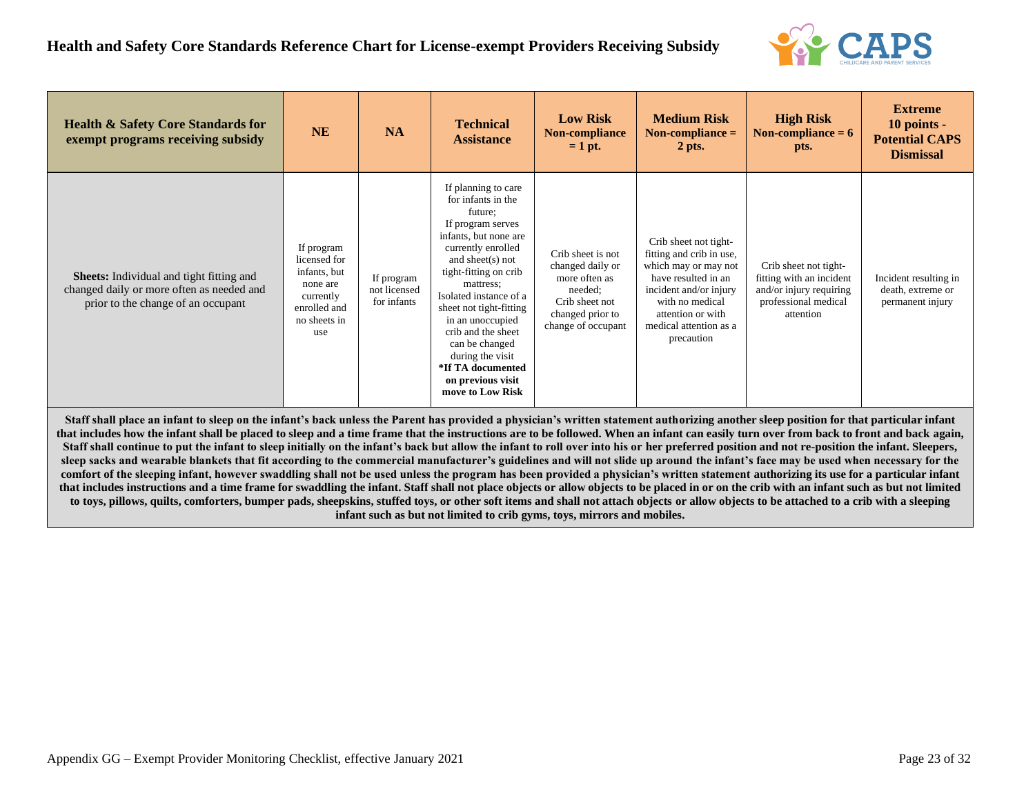# Health and Safety Core Standards Reference Chart for License-exempt Providers Receiving Subsidy

| Health & Safety Core Standards for exempt programs receiving subsidy | NE | NA | Technical Assistance | Low Risk Non-compliance = 1 pt. | Medium Risk Non-compliance = 2 pts. | High Risk Non-compliance = 6 pts. | Extreme 10 points - Potential CAPS Dismissal |
|---|---|---|---|---|---|---|---|
| **Sheets:** Individual and tight fitting and changed daily or more often as needed and prior to the change of an occupant | If program licensed for infants, but none are currently enrolled and no sheets in use | If program not licensed for infants | If planning to care for infants in the future; If program serves infants, but none are currently enrolled and sheet(s) not tight-fitting on crib mattress; Isolated instance of a sheet not tight-fitting in an unoccupied crib and the sheet can be changed during the visit **\*If TA documented on previous visit move to Low Risk** | Crib sheet is not changed daily or more often as needed; Crib sheet not changed prior to change of occupant | Crib sheet not tight-fitting and crib in use, which may or may not have resulted in an incident and/or injury with no medical attention or with medical attention as a precaution | Crib sheet not tight-fitting with an incident and/or injury requiring professional medical attention | Incident resulting in death, extreme or permanent injury |

**Staff shall place an infant to sleep on the infant's back unless the Parent has provided a physician's written statement authorizing another sleep position for that particular infant that includes how the infant shall be placed to sleep and a time frame that the instructions are to be followed. When an infant can easily turn over from back to front and back again, Staff shall continue to put the infant to sleep initially on the infant's back but allow the infant to roll over into his or her preferred position and not re-position the infant. Sleepers, sleep sacks and wearable blankets that fit according to the commercial manufacturer's guidelines and will not slide up around the infant's face may be used when necessary for the comfort of the sleeping infant, however swaddling shall not be used unless the program has been provided a physician's written statement authorizing its use for a particular infant that includes instructions and a time frame for swaddling the infant. Staff shall not place objects or allow objects to be placed in or on the crib with an infant such as but not limited to toys, pillows, quilts, comforters, bumper pads, sheepskins, stuffed toys, or other soft items and shall not attach objects or allow objects to be attached to a crib with a sleeping infant such as but not limited to crib gyms, toys, mirrors and mobiles.**

Appendix GG – Exempt Provider Monitoring Checklist, effective January 2021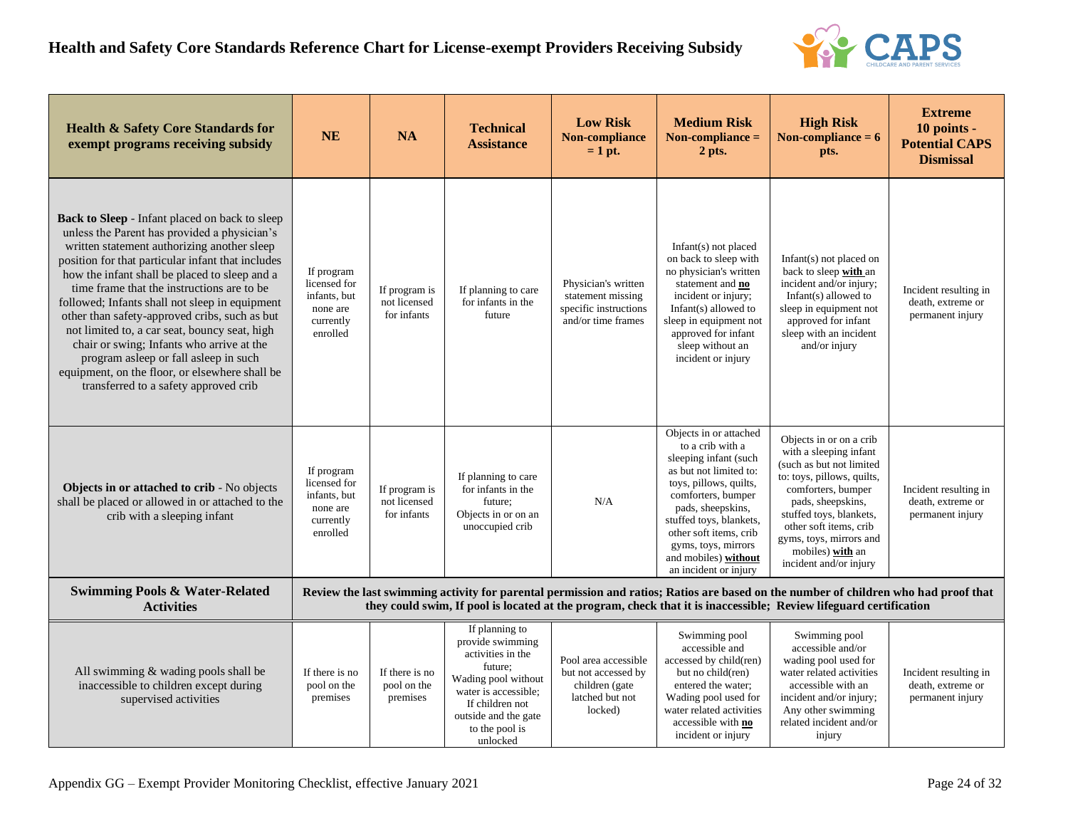# Health and Safety Core Standards Reference Chart for License-exempt Providers Receiving Subsidy

| Health & Safety Core Standards for exempt programs receiving subsidy | NE | NA | Technical Assistance | Low Risk Non-compliance = 1 pt. | Medium Risk Non-compliance = 2 pts. | High Risk Non-compliance = 6 pts. | Extreme 10 points - Potential CAPS Dismissal |
|---|---|---|---|---|---|---|---|
| **Back to Sleep** - Infant placed on back to sleep unless the Parent has provided a physician's written statement authorizing another sleep position for that particular infant that includes how the infant shall be placed to sleep and a time frame that the instructions are to be followed; Infants shall not sleep in equipment other than safety-approved cribs, such as but not limited to, a car seat, bouncy seat, high chair or swing; Infants who arrive at the program asleep or fall asleep in such equipment, on the floor, or elsewhere shall be transferred to a safety approved crib | If program licensed for infants, but none are currently enrolled | If program is not licensed for infants | If planning to care for infants in the future | Physician's written statement missing specific instructions and/or time frames | Infant(s) not placed on back to sleep with no physician's written statement and **no** incident or injury; Infant(s) allowed to sleep in equipment not approved for infant sleep without an incident or injury | Infant(s) not placed on back to sleep **with** an incident and/or injury; Infant(s) allowed to sleep in equipment not approved for infant sleep with an incident and/or injury | Incident resulting in death, extreme or permanent injury |
| **Objects in or attached to crib** - No objects shall be placed or allowed in or attached to the crib with a sleeping infant | If program licensed for infants, but none are currently enrolled | If program is not licensed for infants | If planning to care for infants in the future; Objects in or on an unoccupied crib | N/A | Objects in or attached to a crib with a sleeping infant (such as but not limited to: toys, pillows, quilts, comforters, bumper pads, sheepskins, stuffed toys, blankets, other soft items, crib gyms, toys, mirrors and mobiles) **without** an incident or injury | Objects in or on a crib with a sleeping infant (such as but not limited to: toys, pillows, quilts, comforters, bumper pads, sheepskins, stuffed toys, blankets, other soft items, crib gyms, toys, mirrors and mobiles) **with** an incident and/or injury | Incident resulting in death, extreme or permanent injury |
| **Swimming Pools & Water-Related Activities** | **Review the last swimming activity for parental permission and ratios; Ratios are based on the number of children who had proof that they could swim, If pool is located at the program, check that it is inaccessible; Review lifeguard certification** | | | | | | |
| All swimming & wading pools shall be inaccessible to children except during supervised activities | If there is no pool on the premises | If there is no pool on the premises | If planning to provide swimming activities in the future; Wading pool without water is accessible; If children not outside and the gate to the pool is unlocked | Pool area accessible but not accessed by children (gate latched but not locked) | Swimming pool accessible and accessed by child(ren) but no child(ren) entered the water; Wading pool used for water related activities accessible with **no** incident or injury | Swimming pool accessible and/or wading pool used for water related activities accessible with an incident and/or injury; Any other swimming related incident and/or injury | Incident resulting in death, extreme or permanent injury |

Appendix GG – Exempt Provider Monitoring Checklist, effective January 2021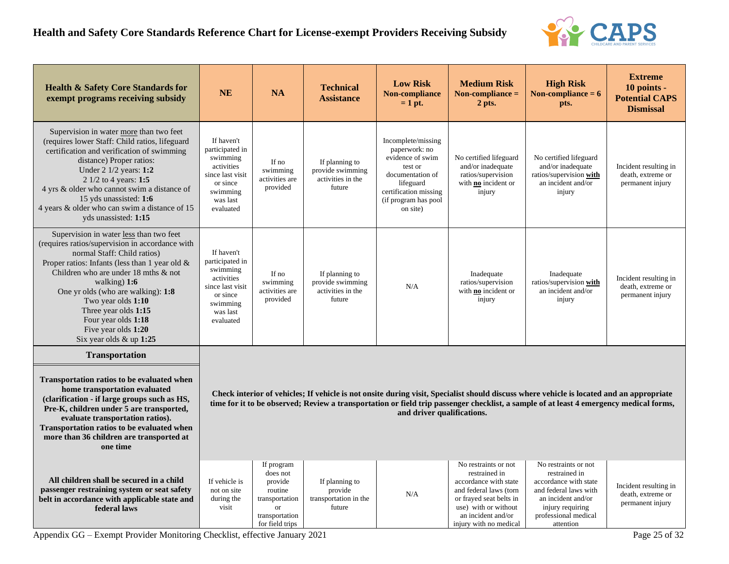# Health and Safety Core Standards Reference Chart for License-exempt Providers Receiving Subsidy

| Health & Safety Core Standards for exempt programs receiving subsidy | NE | NA | Technical Assistance | Low Risk Non-compliance = 1 pt. | Medium Risk Non-compliance = 2 pts. | High Risk Non-compliance = 6 pts. | Extreme 10 points - Potential CAPS Dismissal |
|---|---|---|---|---|---|---|---|
| Supervision in water more than two feet (requires lower Staff: Child ratios, lifeguard certification and verification of swimming distance) Proper ratios: Under 2 1/2 years: **1:2** 2 1/2 to 4 years: **1:5** 4 yrs & older who cannot swim a distance of 15 yds unassisted: **1:6** 4 years & older who can swim a distance of 15 yds unassisted: **1:15** | If haven't participated in swimming activities since last visit or since swimming was last evaluated | If no swimming activities are provided | If planning to provide swimming activities in the future | Incomplete/missing paperwork: no evidence of swim test or documentation of lifeguard certification missing (if program has pool on site) | No certified lifeguard and/or inadequate ratios/supervision with **no** incident or injury | No certified lifeguard and/or inadequate ratios/supervision **with** an incident and/or injury | Incident resulting in death, extreme or permanent injury |
| Supervision in water less than two feet (requires ratios/supervision in accordance with normal Staff: Child ratios) Proper ratios: Infants (less than 1 year old & Children who are under 18 mths & not walking) **1:6** One yr olds (who are walking): **1:8** Two year olds **1:10** Three year olds **1:15** Four year olds **1:18** Five year olds **1:20** Six year olds & up **1:25** | If haven't participated in swimming activities since last visit or since swimming was last evaluated | If no swimming activities are provided | If planning to provide swimming activities in the future | N/A | Inadequate ratios/supervision with **no** incident or injury | Inadequate ratios/supervision **with** an incident and/or injury | Incident resulting in death, extreme or permanent injury |
| **Transportation** | | | | | | | |
| **Transportation ratios to be evaluated when home transportation evaluated (clarification - if large groups such as HS, Pre-K, children under 5 are transported, evaluate transportation ratios). Transportation ratios to be evaluated when more than 36 children are transported at one time** | **Check interior of vehicles; If vehicle is not onsite during visit, Specialist should discuss where vehicle is located and an appropriate time for it to be observed; Review a transportation or field trip passenger checklist, a sample of at least 4 emergency medical forms, and driver qualifications.** | | | | | | |
| **All children shall be secured in a child passenger restraining system or seat safety belt in accordance with applicable state and federal laws** | If vehicle is not on site during the visit | If program does not provide routine transportation or transportation for field trips | If planning to provide transportation in the future | N/A | No restraints or not restrained in accordance with state and federal laws (torn or frayed seat belts in use) with or without an incident and/or injury with no medical | No restraints or not restrained in accordance with state and federal laws with an incident and/or injury requiring professional medical attention | Incident resulting in death, extreme or permanent injury |

Appendix GG – Exempt Provider Monitoring Checklist, effective January 2021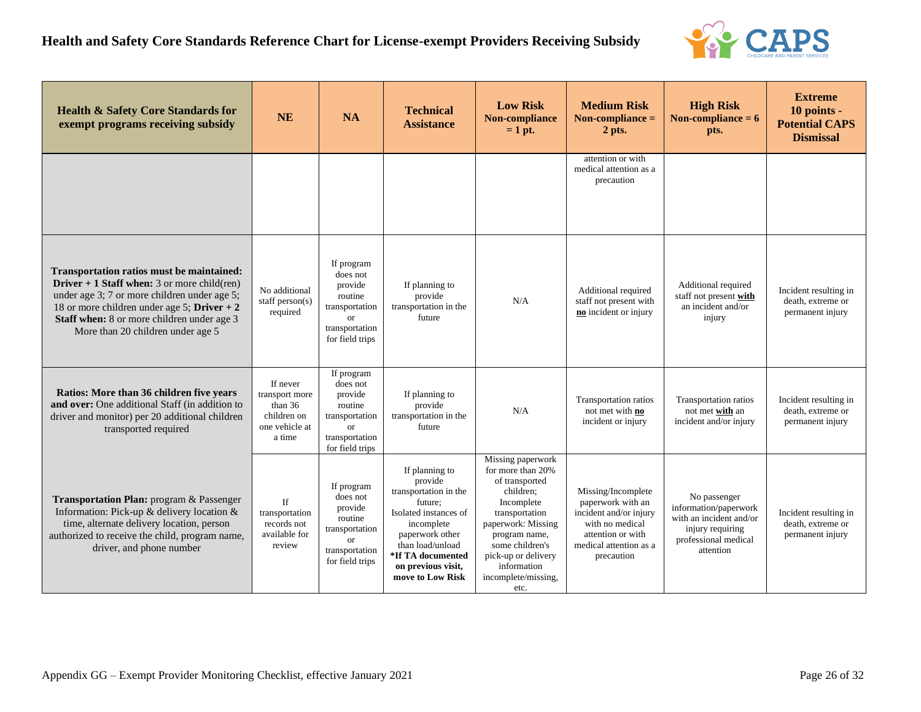## Health and Safety Core Standards Reference Chart for License-exempt Providers Receiving Subsidy

| Health & Safety Core Standards for exempt programs receiving subsidy | NE | NA | Technical Assistance | Low Risk Non-compliance = 1 pt. | Medium Risk Non-compliance = 2 pts. | High Risk Non-compliance = 6 pts. | Extreme 10 points - Potential CAPS Dismissal |
|---|---|---|---|---|---|---|---|
| | | | | | attention or with medical attention as a precaution | | |
| **Transportation ratios must be maintained: Driver + 1 Staff when:** 3 or more child(ren) under age 3; 7 or more children under age 5; 18 or more children under age 5; **Driver + 2 Staff when:** 8 or more children under age 3 More than 20 children under age 5 | No additional staff person(s) required | If program does not provide transportation or transportation for field trips | If planning to provide transportation in the future | N/A | Additional required staff not present with **no** incident or injury | Additional required staff not present **with** an incident and/or injury | Incident resulting in death, extreme or permanent injury |
| **Ratios: More than 36 children five years and over:** One additional Staff (in addition to driver and monitor) per 20 additional children transported required | If never transport more than 36 children on one vehicle at a time | If program does not provide routine transportation or transportation for field trips | If planning to provide transportation in the future | N/A | Transportation ratios not met with **no** incident or injury | Transportation ratios not met **with** an incident and/or injury | Incident resulting in death, extreme or permanent injury |
| **Transportation Plan:** program & Passenger Information: Pick-up & delivery location & time, alternate delivery location, person authorized to receive the child, program name, driver, and phone number | If transportation records not available for review | If program does not provide routine transportation or transportation for field trips | If planning to provide transportation in the future; Isolated instances of incomplete paperwork other than load/unload **\*If TA documented on previous visit, move to Low Risk** | Missing paperwork for more than 20% of transported children; Incomplete transportation paperwork: Missing program name, some children's pick-up or delivery information incomplete/missing, etc. | Missing/Incomplete paperwork with an incident and/or injury with no medical attention or with medical attention as a precaution | No passenger information/paperwork with an incident and/or injury requiring professional medical attention | Incident resulting in death, extreme or permanent injury |

Appendix GG – Exempt Provider Monitoring Checklist, effective January 2021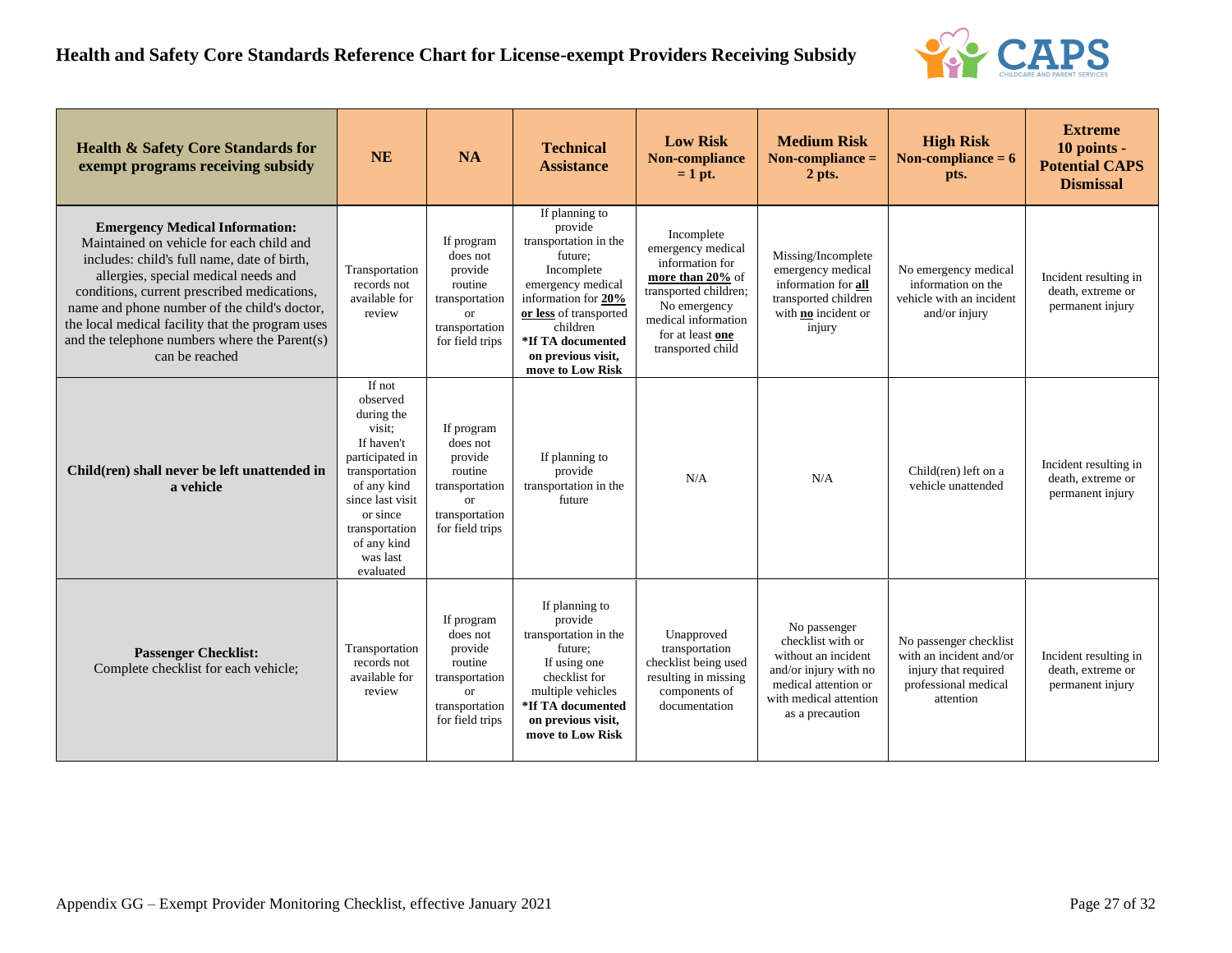# Health and Safety Core Standards Reference Chart for License-exempt Providers Receiving Subsidy

| Health & Safety Core Standards for exempt programs receiving subsidy | NE | NA | Technical Assistance | Low Risk Non-compliance = 1 pt. | Medium Risk Non-compliance = 2 pts. | High Risk Non-compliance = 6 pts. | Extreme 10 points - Potential CAPS Dismissal |
|---|---|---|---|---|---|---|---|
| **Emergency Medical Information:** Maintained on vehicle for each child and includes: child's full name, date of birth, allergies, special medical needs and conditions, current prescribed medications, name and phone number of the child's doctor, the local medical facility that the program uses and the telephone numbers where the Parent(s) can be reached | Transportation records not available for review | If program does not provide routine transportation or transportation for field trips | If planning to provide transportation in the future; Incomplete emergency medical information for **20% or less** of transported children **\*If TA documented on previous visit, move to Low Risk** | Incomplete emergency medical information for **more than 20%** of transported children; No emergency medical information for at least **one** transported child | Missing/Incomplete emergency medical information for **all** transported children with **no** incident or injury | No emergency medical information on the vehicle with an incident and/or injury | Incident resulting in death, extreme or permanent injury |
| **Child(ren) shall never be left unattended in a vehicle** | If not observed during the visit; If haven't participated in transportation of any kind since last visit or since transportation of any kind was last evaluated | If program does not provide routine transportation or transportation for field trips | If planning to provide transportation in the future | N/A | N/A | Child(ren) left on a vehicle unattended | Incident resulting in death, extreme or permanent injury |
| **Passenger Checklist:** Complete checklist for each vehicle; | Transportation records not available for review | If program does not provide routine transportation or transportation for field trips | If planning to provide transportation in the future; If using one checklist for multiple vehicles **\*If TA documented on previous visit, move to Low Risk** | Unapproved transportation checklist being used resulting in missing components of documentation | No passenger checklist with or without an incident and/or injury with no medical attention or with medical attention as a precaution | No passenger checklist with an incident and/or injury that required professional medical attention | Incident resulting in death, extreme or permanent injury |

Appendix GG – Exempt Provider Monitoring Checklist, effective January 2021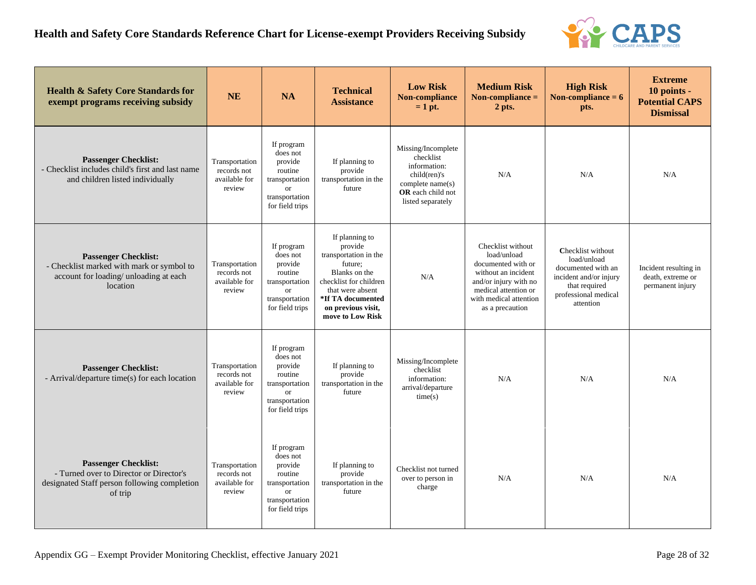# Health and Safety Core Standards Reference Chart for License-exempt Providers Receiving Subsidy

| Health & Safety Core Standards for exempt programs receiving subsidy | NE | NA | Technical Assistance | Low Risk Non-compliance = 1 pt. | Medium Risk Non-compliance = 2 pts. | High Risk Non-compliance = 6 pts. | Extreme 10 points - Potential CAPS Dismissal |
|---|---|---|---|---|---|---|---|
| **Passenger Checklist:** - Checklist includes child's first and last name and children listed individually | Transportation records not available for review | If program does not provide routine transportation or transportation for field trips | If planning to provide transportation in the future | Missing/Incomplete checklist information: child(ren)'s complete name(s) **OR** each child not listed separately | N/A | N/A | N/A |
| **Passenger Checklist:** - Checklist marked with mark or symbol to account for loading/ unloading at each location | Transportation records not available for review | If program does not provide routine transportation or transportation for field trips | If planning to provide transportation in the future; Blanks on the checklist for children that were absent **\*If TA documented on previous visit, move to Low Risk** | N/A | Checklist without load/unload documented with or without an incident and/or injury with no medical attention or with medical attention as a precaution | Checklist without load/unload documented with an incident and/or injury that required professional medical attention | Incident resulting in death, extreme or permanent injury |
| **Passenger Checklist:** - Arrival/departure time(s) for each location | Transportation records not available for review | If program does not provide routine transportation or transportation for field trips | If planning to provide transportation in the future | Missing/Incomplete checklist information: arrival/departure time(s) | N/A | N/A | N/A |
| **Passenger Checklist:** - Turned over to Director or Director's designated Staff person following completion of trip | Transportation records not available for review | If program does not provide routine transportation or transportation for field trips | If planning to provide transportation in the future | Checklist not turned over to person in charge | N/A | N/A | N/A |

Appendix GG – Exempt Provider Monitoring Checklist, effective January 2021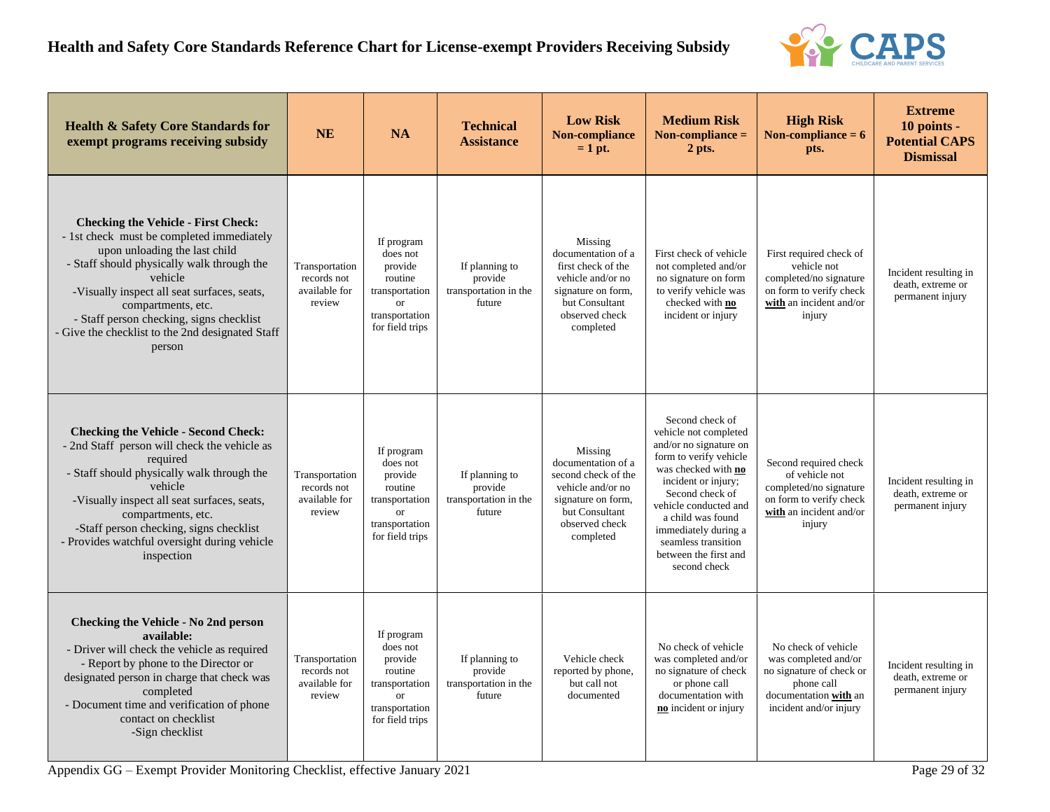# Health and Safety Core Standards Reference Chart for License-exempt Providers Receiving Subsidy

| Health & Safety Core Standards for exempt programs receiving subsidy | NE | NA | Technical Assistance | Low Risk Non-compliance = 1 pt. | Medium Risk Non-compliance = 2 pts. | High Risk Non-compliance = 6 pts. | Extreme 10 points - Potential CAPS Dismissal |
|---|---|---|---|---|---|---|---|
| **Checking the Vehicle - First Check:**<br>- 1st check must be completed immediately upon unloading the last child<br>- Staff should physically walk through the vehicle<br>-Visually inspect all seat surfaces, seats, compartments, etc.<br>- Staff person checking, signs checklist<br>- Give the checklist to the 2nd designated Staff person | Transportation records not available for review | If program does not provide routine transportation or transportation for field trips | If planning to provide transportation in the future | Missing documentation of a first check of the vehicle and/or no signature on form, but Consultant observed check completed | First check of vehicle not completed and/or no signature on form to verify vehicle was checked with **no** incident or injury | First required check of vehicle not completed/no signature on form to verify check **with** an incident and/or injury | Incident resulting in death, extreme or permanent injury |
| **Checking the Vehicle - Second Check:**<br>- 2nd Staff person will check the vehicle as required<br>- Staff should physically walk through the vehicle<br>-Visually inspect all seat surfaces, seats, compartments, etc.<br>-Staff person checking, signs checklist<br>- Provides watchful oversight during vehicle inspection | Transportation records not available for review | If program does not provide routine transportation or transportation for field trips | If planning to provide transportation in the future | Missing documentation of a second check of the vehicle and/or no signature on form, but Consultant observed check completed | Second check of vehicle not completed and/or no signature on form to verify vehicle was checked with **no** incident or injury;<br>Second check of vehicle conducted and a child was found immediately during a seamless transition between the first and second check | Second required check of vehicle not completed/no signature on form to verify check **with** an incident and/or injury | Incident resulting in death, extreme or permanent injury |
| **Checking the Vehicle - No 2nd person available:**<br>- Driver will check the vehicle as required<br>- Report by phone to the Director or designated person in charge that check was completed<br>- Document time and verification of phone contact on checklist<br>-Sign checklist | Transportation records not available for review | If program does not provide routine transportation or transportation for field trips | If planning to provide transportation in the future | Vehicle check reported by phone, but call not documented | No check of vehicle was completed and/or no signature of check or phone call documentation with **no** incident or injury | No check of vehicle was completed and/or no signature of check or phone call documentation **with** an incident and/or injury | Incident resulting in death, extreme or permanent injury |

Appendix GG – Exempt Provider Monitoring Checklist, effective January 2021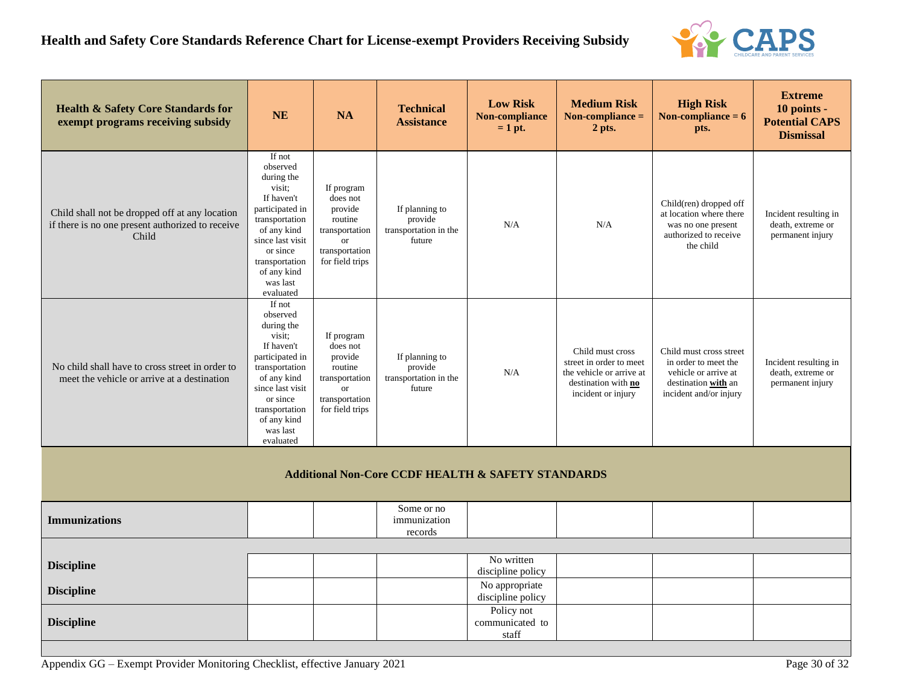# Health and Safety Core Standards Reference Chart for License-exempt Providers Receiving Subsidy

| Health & Safety Core Standards for exempt programs receiving subsidy | NE | NA | Technical Assistance | Low Risk Non-compliance = 1 pt. | Medium Risk Non-compliance = 2 pts. | High Risk Non-compliance = 6 pts. | Extreme 10 points - Potential CAPS Dismissal |
|---|---|---|---|---|---|---|---|
| Child shall not be dropped off at any location if there is no one present authorized to receive Child | If not observed during the visit; If haven't participated in transportation of any kind since last visit or since transportation of any kind was last evaluated | If program does not provide routine transportation or transportation for field trips | If planning to provide transportation in the future | N/A | N/A | Child(ren) dropped off at location where there was no one present authorized to receive the child | Incident resulting in death, extreme or permanent injury |
| No child shall have to cross street in order to meet the vehicle or arrive at a destination | If not observed during the visit; If haven't participated in transportation of any kind since last visit or since transportation of any kind was last evaluated | If program does not provide routine transportation or transportation for field trips | If planning to provide transportation in the future | N/A | Child must cross street in order to meet the vehicle or arrive at destination with **no** incident or injury | Child must cross street in order to meet the vehicle or arrive at destination **with** an incident and/or injury | Incident resulting in death, extreme or permanent injury |
| **Additional Non-Core CCDF HEALTH & SAFETY STANDARDS** | | | | | | | |
| **Immunizations** | | | Some or no immunization records | | | | |
| | | | | | | | |
| **Discipline** | | | | No written discipline policy | | | |
| **Discipline** | | | | No appropriate discipline policy | | | |
| **Discipline** | | | | Policy not communicated to staff | | | |

Appendix GG – Exempt Provider Monitoring Checklist, effective January 2021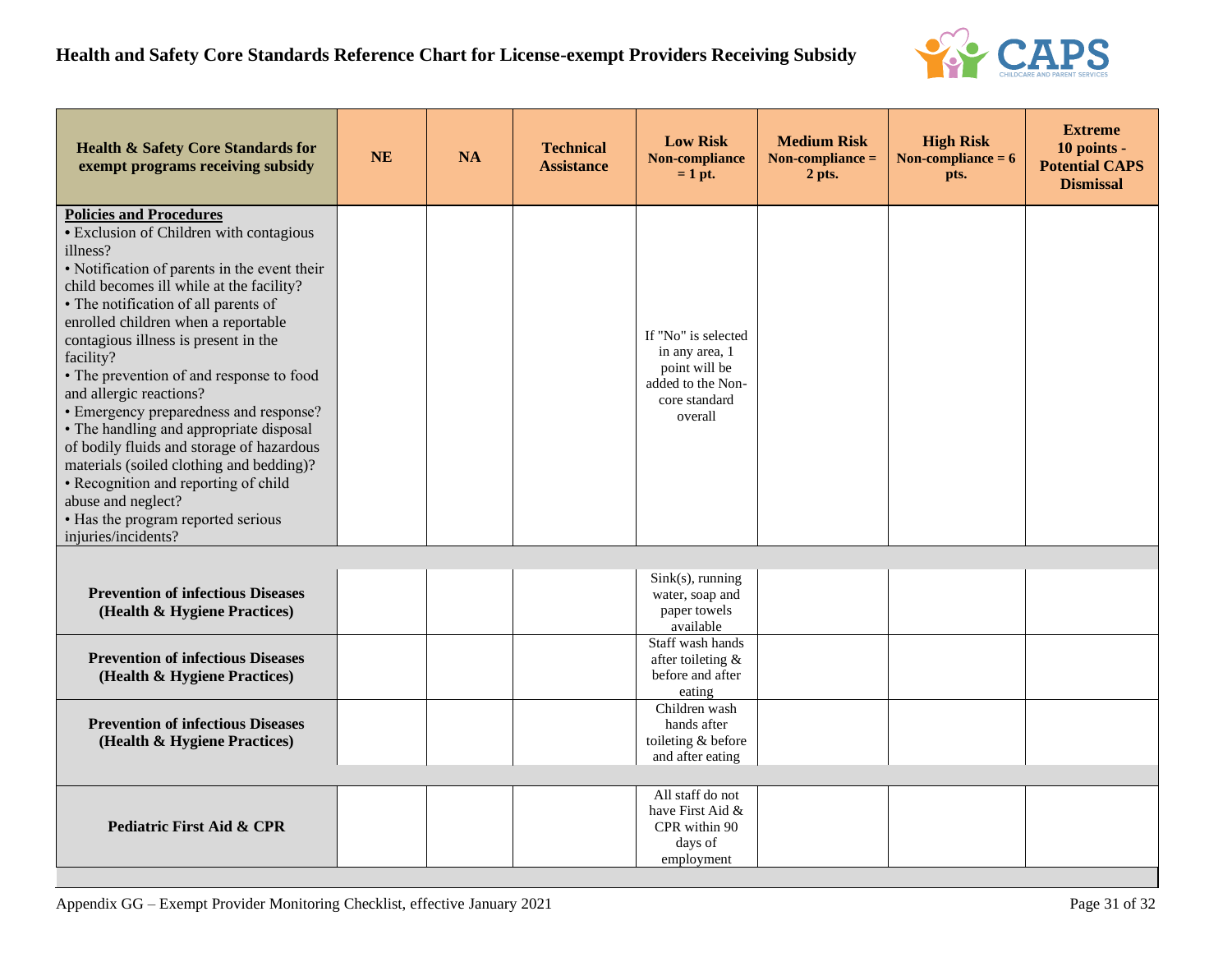# Health and Safety Core Standards Reference Chart for License-exempt Providers Receiving Subsidy

| Health & Safety Core Standards for exempt programs receiving subsidy | NE | NA | Technical Assistance | Low Risk Non-compliance = 1 pt. | Medium Risk Non-compliance = 2 pts. | High Risk Non-compliance = 6 pts. | Extreme 10 points - Potential CAPS Dismissal |
|---|---|---|---|---|---|---|---|
| **Policies and Procedures**<br>• Exclusion of Children with contagious illness?<br>• Notification of parents in the event their child becomes ill while at the facility?<br>• The notification of all parents of enrolled children when a reportable contagious illness is present in the facility?<br>• The prevention of and response to food and allergic reactions?<br>• Emergency preparedness and response?<br>• The handling and appropriate disposal of bodily fluids and storage of hazardous materials (soiled clothing and bedding)?<br>• Recognition and reporting of child abuse and neglect?<br>• Has the program reported serious injuries/incidents? | | | | If "No" is selected in any area, 1 point will be added to the Non-core standard overall | | | |
| **Prevention of infectious Diseases (Health & Hygiene Practices)** | | | | Sink(s), running water, soap and paper towels available | | | |
| **Prevention of infectious Diseases (Health & Hygiene Practices)** | | | | Staff wash hands after toileting & before and after eating | | | |
| **Prevention of infectious Diseases (Health & Hygiene Practices)** | | | | Children wash hands after toileting & before and after eating | | | |
| **Pediatric First Aid & CPR** | | | | All staff do not have First Aid & CPR within 90 days of employment | | | |

Appendix GG – Exempt Provider Monitoring Checklist, effective January 2021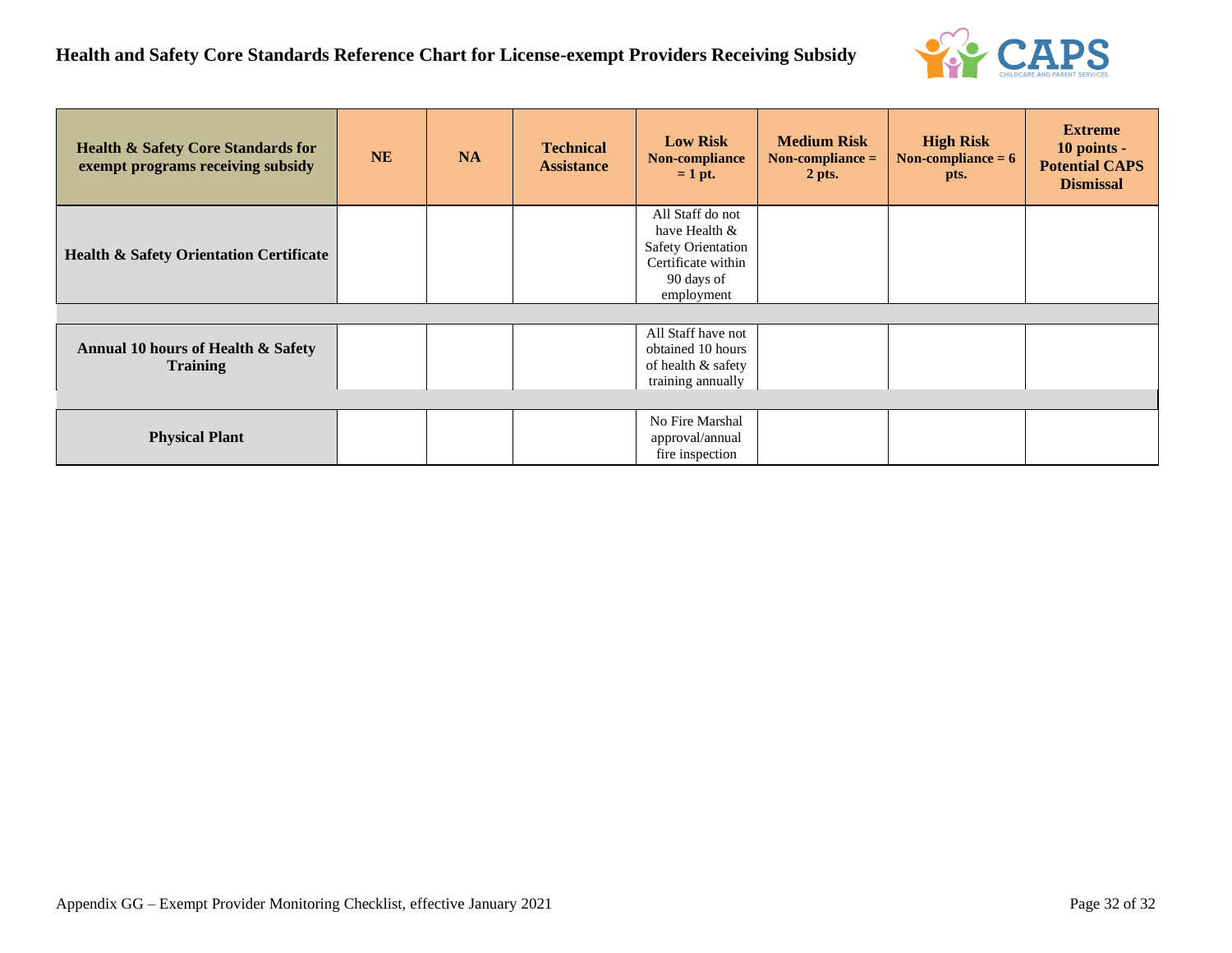# Health and Safety Core Standards Reference Chart for License-exempt Providers Receiving Subsidy

| Health & Safety Core Standards for exempt programs receiving subsidy | NE | NA | Technical Assistance | Low Risk Non-compliance = 1 pt. | Medium Risk Non-compliance = 2 pts. | High Risk Non-compliance = 6 pts. | Extreme 10 points - Potential CAPS Dismissal |
|---|---|---|---|---|---|---|---|
| **Health & Safety Orientation Certificate** | | | | All Staff do not have Health & Safety Orientation Certificate within 90 days of employment | | | |
| **Annual 10 hours of Health & Safety Training** | | | | All Staff have not obtained 10 hours of health & safety training annually | | | |
| **Physical Plant** | | | | No Fire Marshal approval/annual fire inspection | | | |

Appendix GG – Exempt Provider Monitoring Checklist, effective January 2021